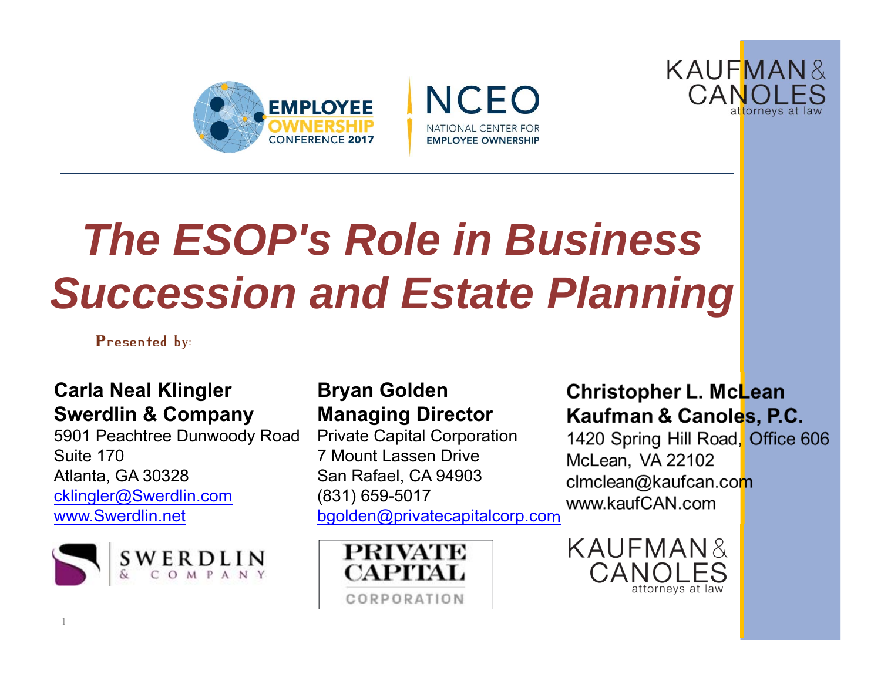EMPLOYEE OWNERSHIP CONFERENCE 2017

NCEO
NATIONAL CENTER FOR EMPLOYEE OWNERSHIP

KAUFMAN & CANOLES
attorneys at law

# *The ESOP's Role in Business Succession and Estate Planning*

Presented by:

**Carla Neal Klingler**
**Swerdlin & Company**
5901 Peachtree Dunwoody Road
Suite 170
Atlanta, GA 30328
cklingler@Swerdlin.com
www.Swerdlin.net

**Bryan Golden**
**Managing Director**
Private Capital Corporation
7 Mount Lassen Drive
San Rafael, CA 94903
(831) 659-5017
bgolden@privatecapitalcorp.com

**Christopher L. McLean**
**Kaufman & Canoles, P.C.**
1420 Spring Hill Road, Office 606
McLean, VA 22102
clmclean@kaufcan.com
www.kaufCAN.com

SWERDLIN & COMPANY

PRIVATE CAPITAL CORPORATION

KAUFMAN & CANOLES
attorneys at law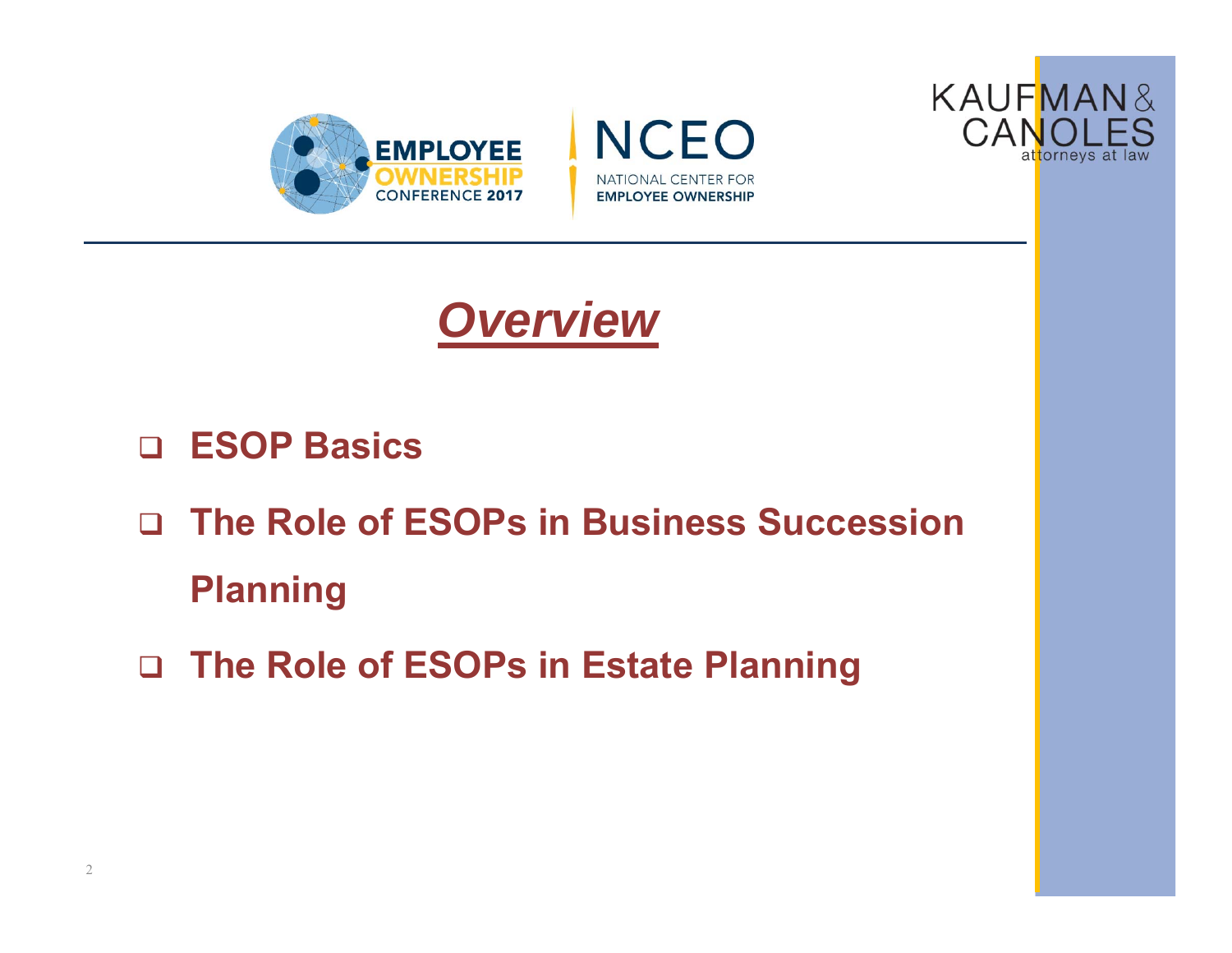# *Overview*

- ESOP Basics
- The Role of ESOPs in Business Succession Planning
- The Role of ESOPs in Estate Planning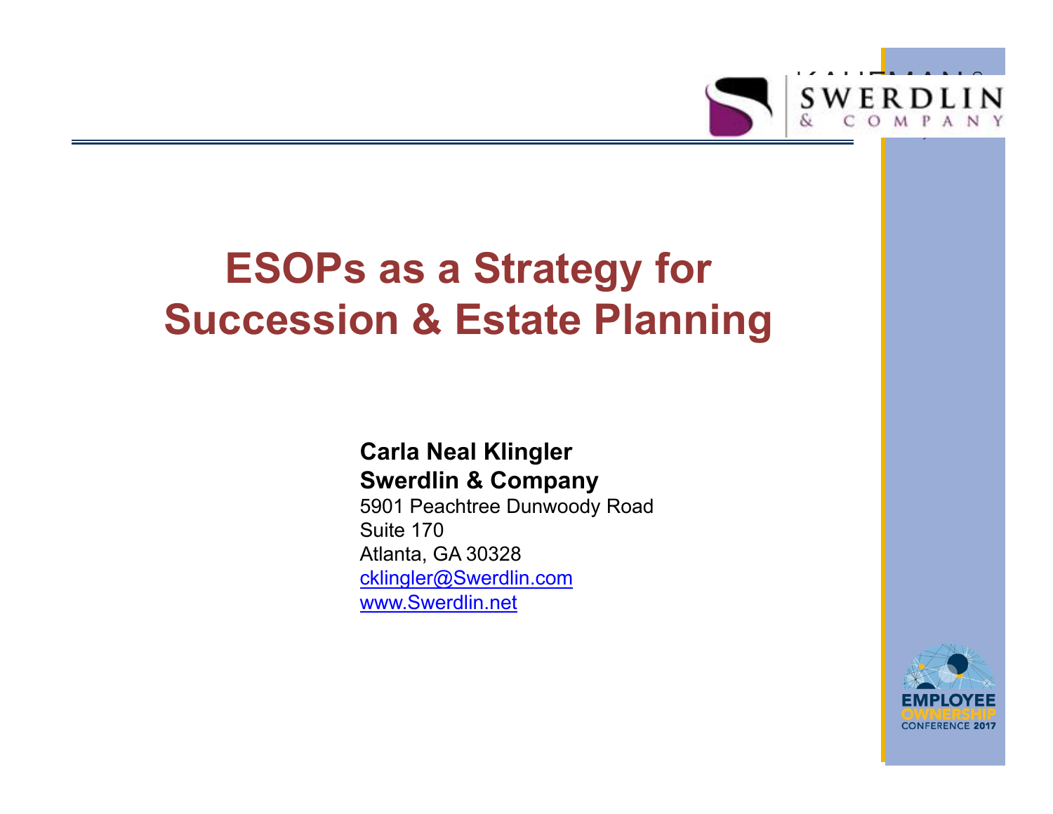# ESOPs as a Strategy for Succession & Estate Planning

**Carla Neal Klingler**
**Swerdlin & Company**
5901 Peachtree Dunwoody Road
Suite 170
Atlanta, GA 30328
cklingler@Swerdlin.com
www.Swerdlin.net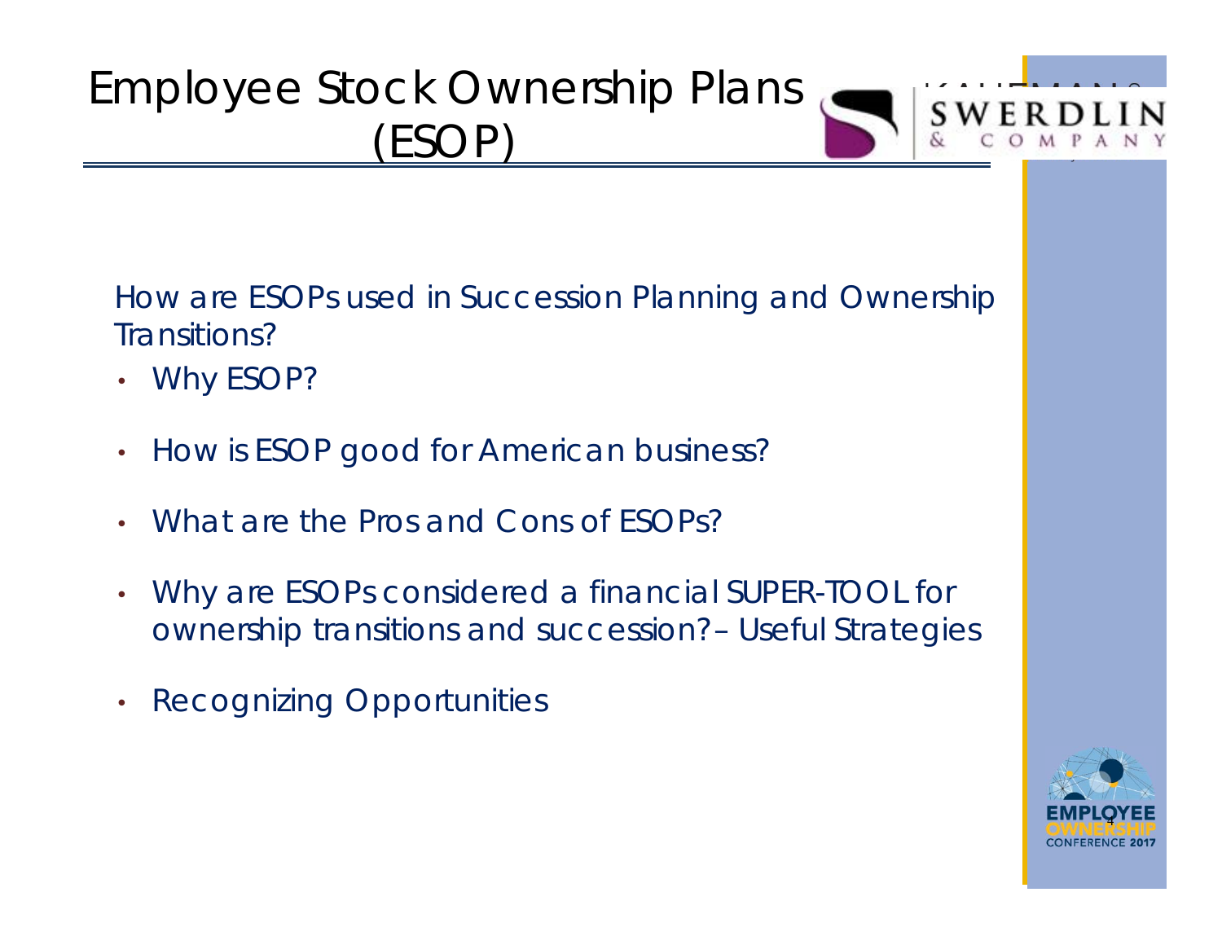# Employee Stock Ownership Plans (ESOP)

How are ESOPs used in Succession Planning and Ownership Transitions?

- Why ESOP?
- How is ESOP good for American business?
- What are the Pros and Cons of ESOPs?
- Why are ESOPs considered a financial SUPER-TOOL for ownership transitions and succession? – Useful Strategies
- Recognizing Opportunities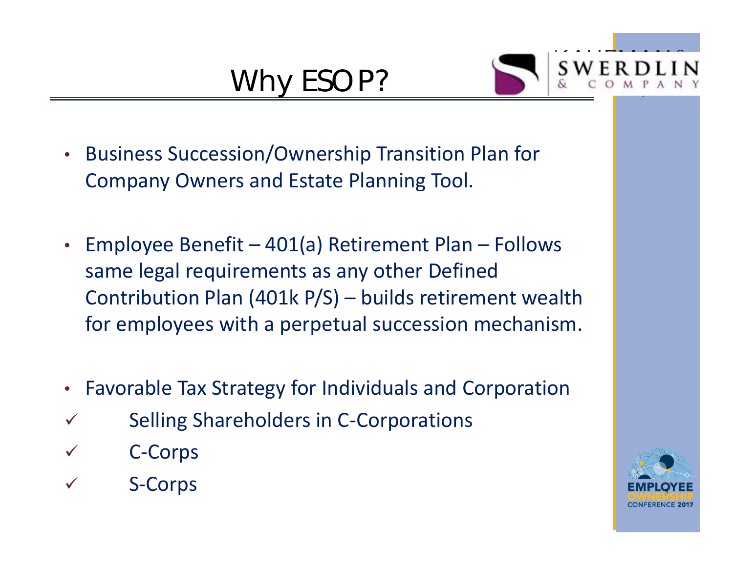# Why ESOP?

- Business Succession/Ownership Transition Plan for Company Owners and Estate Planning Tool.

- Employee Benefit – 401(a) Retirement Plan – Follows same legal requirements as any other Defined Contribution Plan (401k P/S) – builds retirement wealth for employees with a perpetual succession mechanism.

- Favorable Tax Strategy for Individuals and Corporation
  - ✓ Selling Shareholders in C-Corporations
  - ✓ C-Corps
  - ✓ S-Corps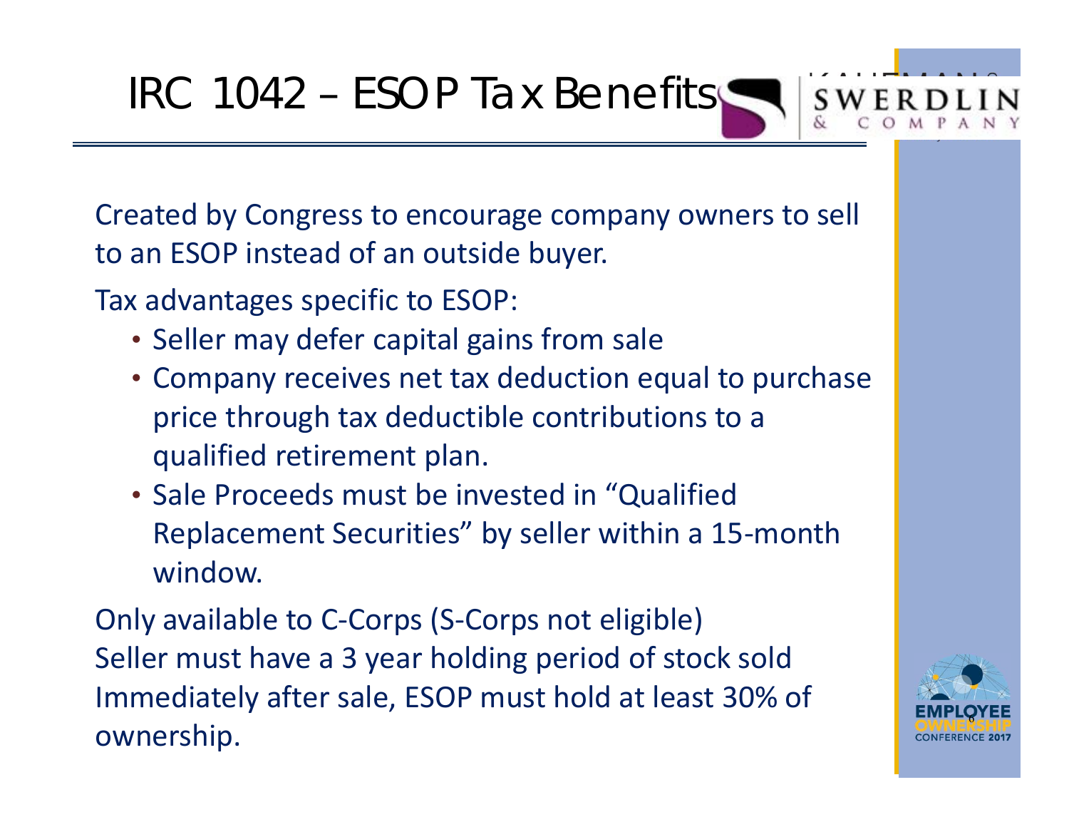# IRC 1042 – ESOP Tax Benefits

Created by Congress to encourage company owners to sell to an ESOP instead of an outside buyer.

Tax advantages specific to ESOP:

- Seller may defer capital gains from sale
- Company receives net tax deduction equal to purchase price through tax deductible contributions to a qualified retirement plan.
- Sale Proceeds must be invested in “Qualified Replacement Securities” by seller within a 15-month window.

Only available to C-Corps (S-Corps not eligible)
Seller must have a 3 year holding period of stock sold
Immediately after sale, ESOP must hold at least 30% of ownership.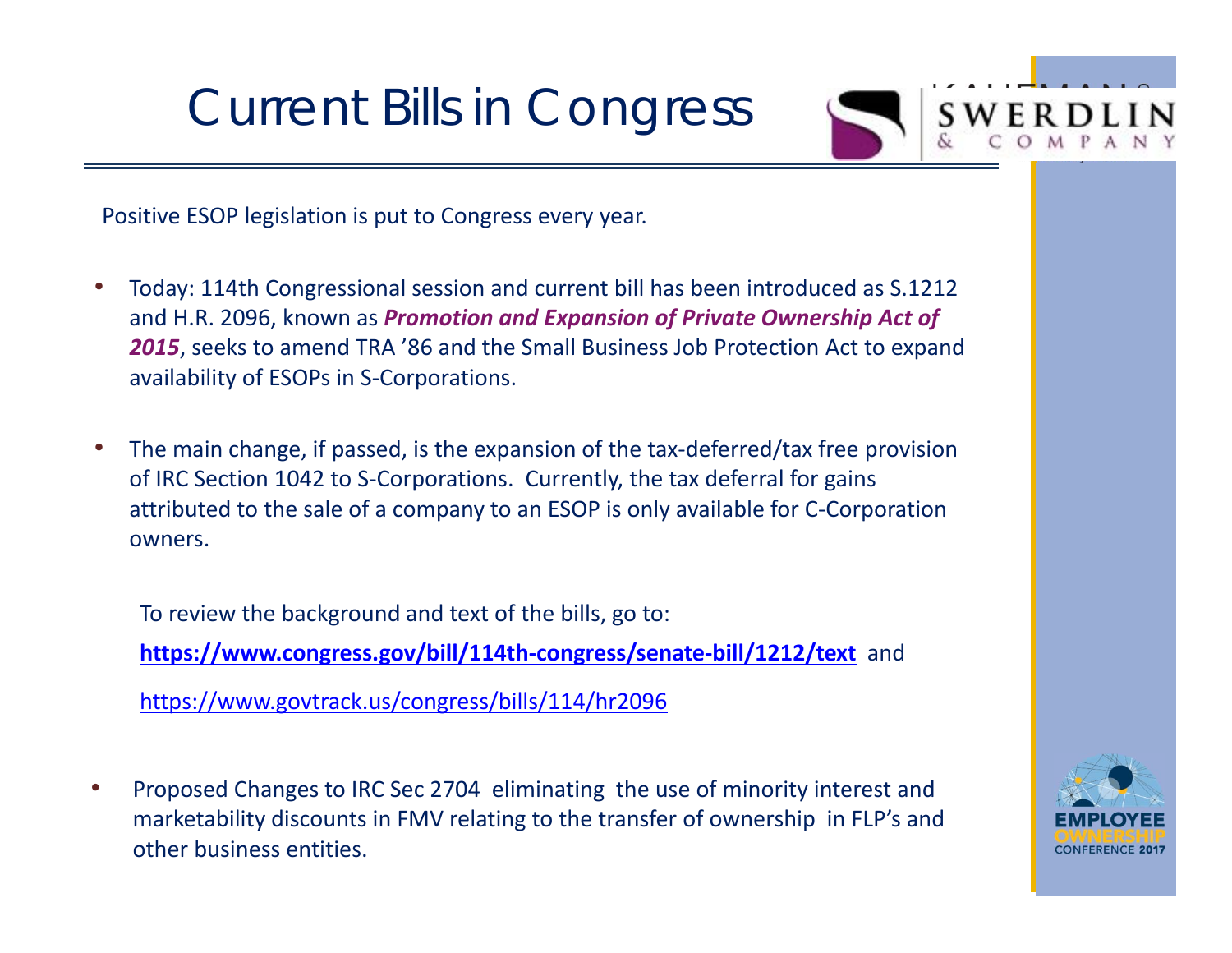# Current Bills in Congress

Positive ESOP legislation is put to Congress every year.

- Today: 114th Congressional session and current bill has been introduced as S.1212 and H.R. 2096, known as ***Promotion and Expansion of Private Ownership Act of 2015***, seeks to amend TRA '86 and the Small Business Job Protection Act to expand availability of ESOPs in S-Corporations.

- The main change, if passed, is the expansion of the tax-deferred/tax free provision of IRC Section 1042 to S-Corporations. Currently, the tax deferral for gains attributed to the sale of a company to an ESOP is only available for C-Corporation owners.

  To review the background and text of the bills, go to:

  **https://www.congress.gov/bill/114th-congress/senate-bill/1212/text** and

  https://www.govtrack.us/congress/bills/114/hr2096

- Proposed Changes to IRC Sec 2704 eliminating the use of minority interest and marketability discounts in FMV relating to the transfer of ownership in FLP's and other business entities.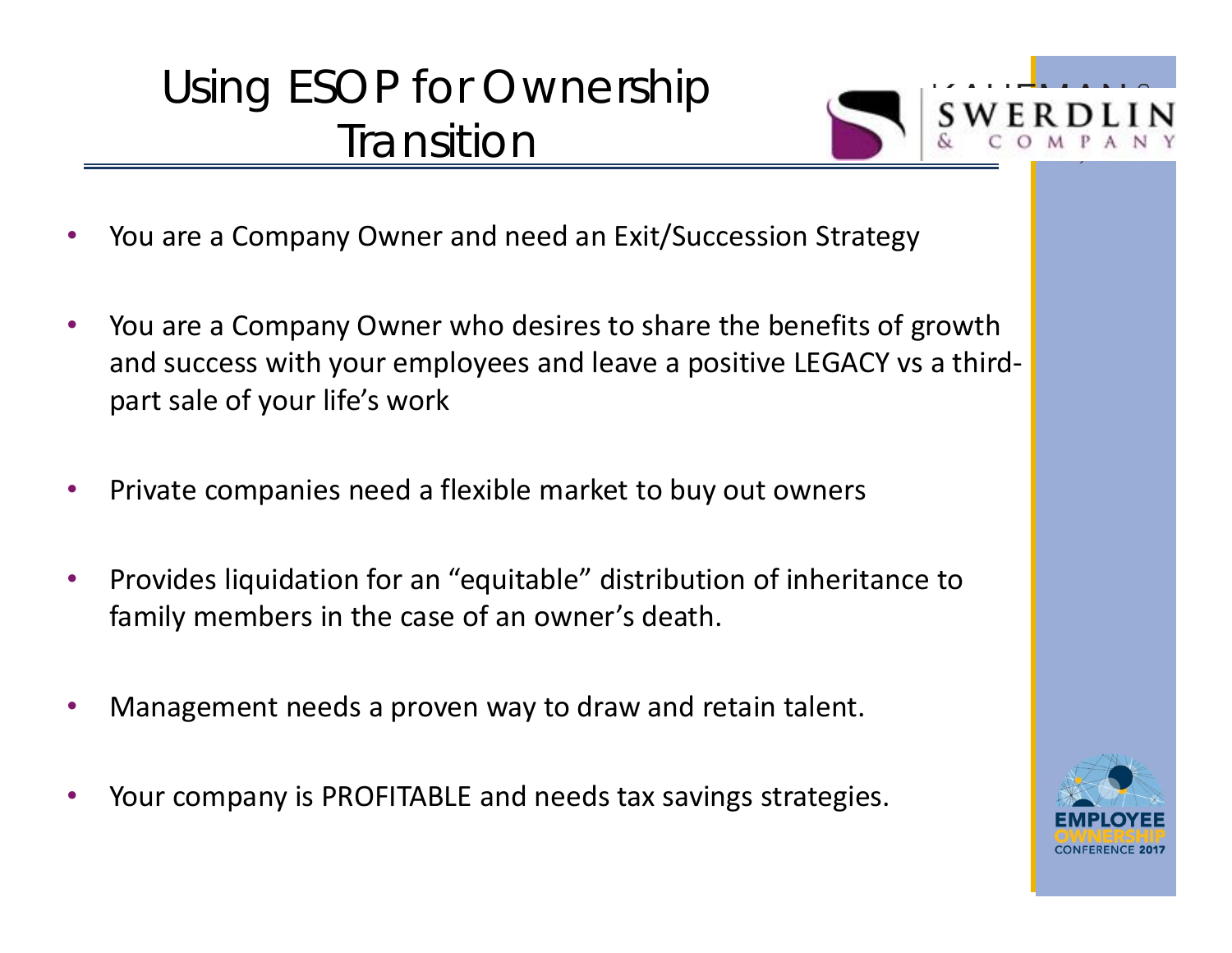# Using ESOP for Ownership Transition

- You are a Company Owner and need an Exit/Succession Strategy
- You are a Company Owner who desires to share the benefits of growth and success with your employees and leave a positive LEGACY vs a third-part sale of your life's work
- Private companies need a flexible market to buy out owners
- Provides liquidation for an "equitable" distribution of inheritance to family members in the case of an owner's death.
- Management needs a proven way to draw and retain talent.
- Your company is PROFITABLE and needs tax savings strategies.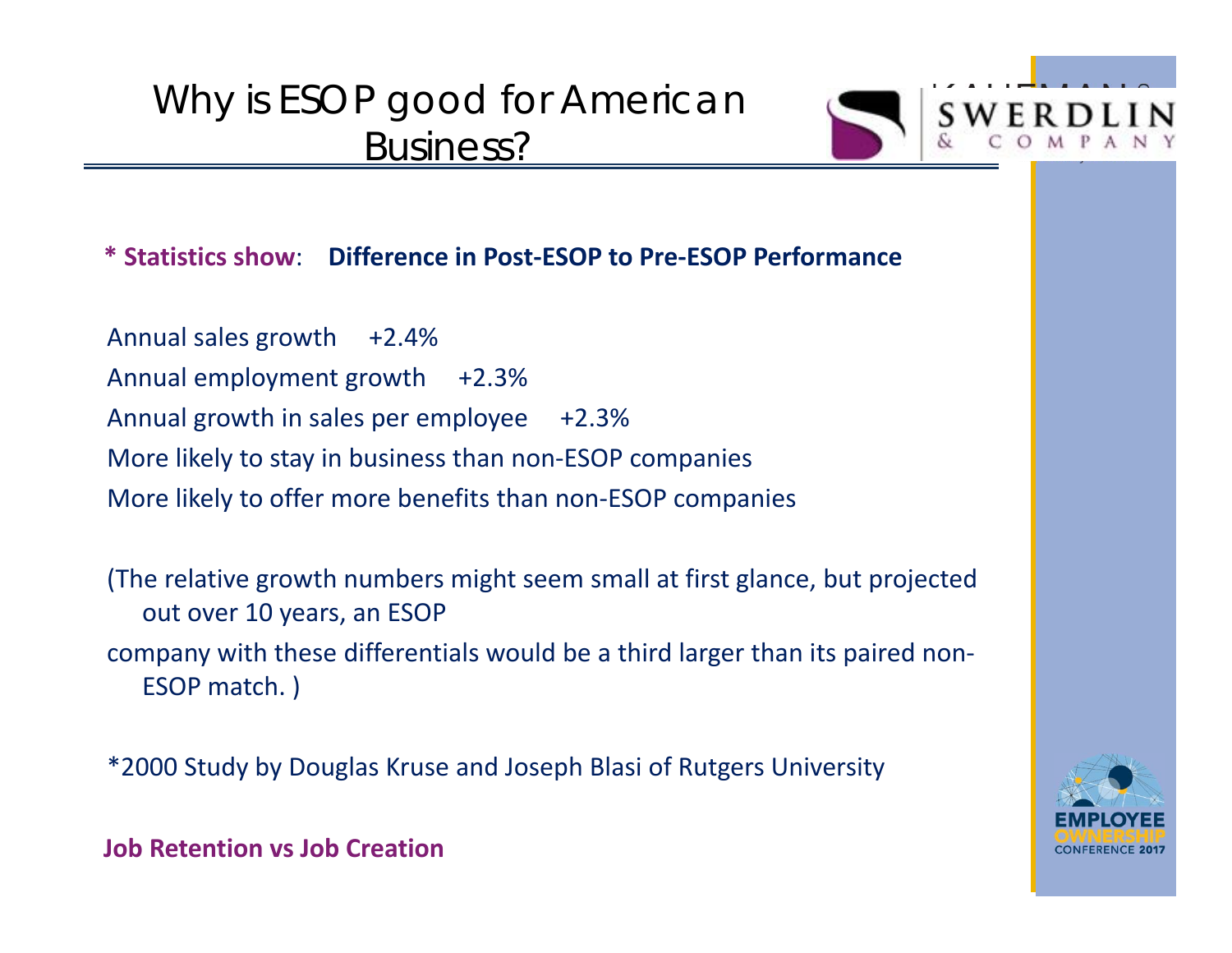# Why is ESOP good for American Business?

**\* Statistics show**: **Difference in Post-ESOP to Pre-ESOP Performance**

Annual sales growth +2.4%

Annual employment growth +2.3%

Annual growth in sales per employee +2.3%

More likely to stay in business than non-ESOP companies

More likely to offer more benefits than non-ESOP companies

(The relative growth numbers might seem small at first glance, but projected out over 10 years, an ESOP company with these differentials would be a third larger than its paired non-ESOP match. )

*2000 Study by Douglas Kruse and Joseph Blasi of Rutgers University

**Job Retention vs Job Creation**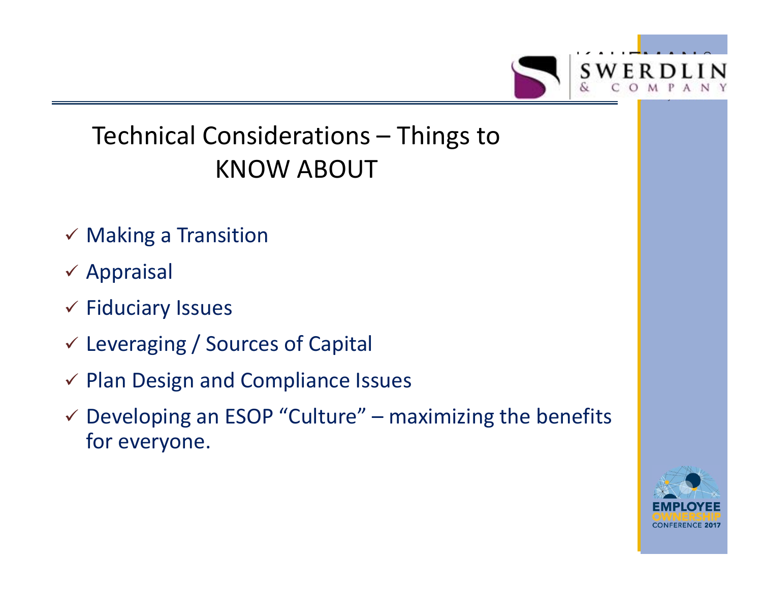# Technical Considerations – Things to KNOW ABOUT

- ✓ Making a Transition
- ✓ Appraisal
- ✓ Fiduciary Issues
- ✓ Leveraging / Sources of Capital
- ✓ Plan Design and Compliance Issues
- ✓ Developing an ESOP "Culture" – maximizing the benefits for everyone.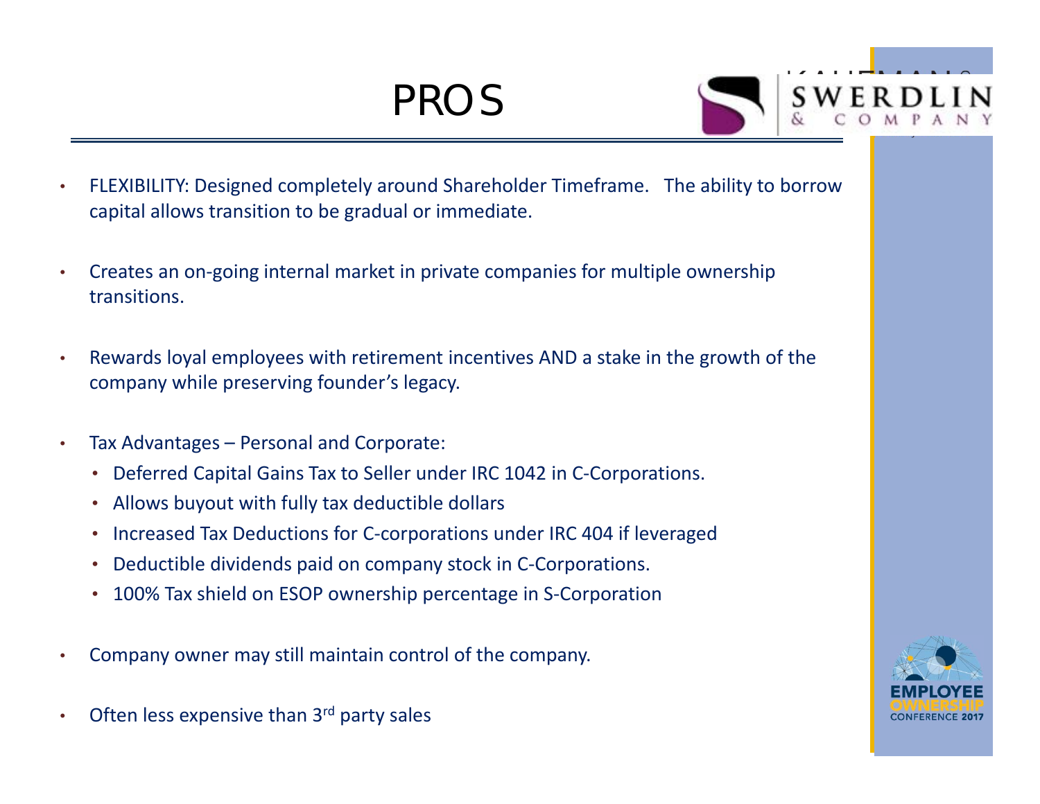# PROS

- FLEXIBILITY: Designed completely around Shareholder Timeframe. The ability to borrow capital allows transition to be gradual or immediate.
- Creates an on-going internal market in private companies for multiple ownership transitions.
- Rewards loyal employees with retirement incentives AND a stake in the growth of the company while preserving founder's legacy.
- Tax Advantages – Personal and Corporate:
  - Deferred Capital Gains Tax to Seller under IRC 1042 in C-Corporations.
  - Allows buyout with fully tax deductible dollars
  - Increased Tax Deductions for C-corporations under IRC 404 if leveraged
  - Deductible dividends paid on company stock in C-Corporations.
  - 100% Tax shield on ESOP ownership percentage in S-Corporation
- Company owner may still maintain control of the company.
- Often less expensive than 3rd party sales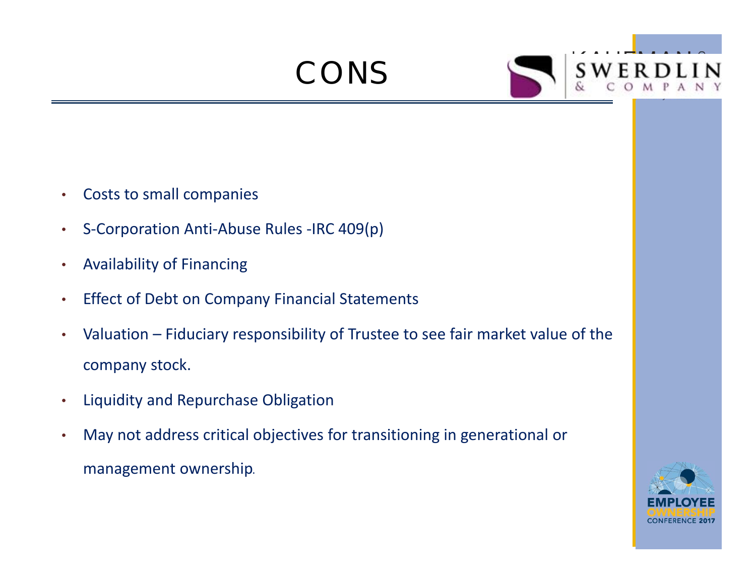# CONS

- Costs to small companies
- S-Corporation Anti-Abuse Rules -IRC 409(p)
- Availability of Financing
- Effect of Debt on Company Financial Statements
- Valuation – Fiduciary responsibility of Trustee to see fair market value of the company stock.
- Liquidity and Repurchase Obligation
- May not address critical objectives for transitioning in generational or management ownership.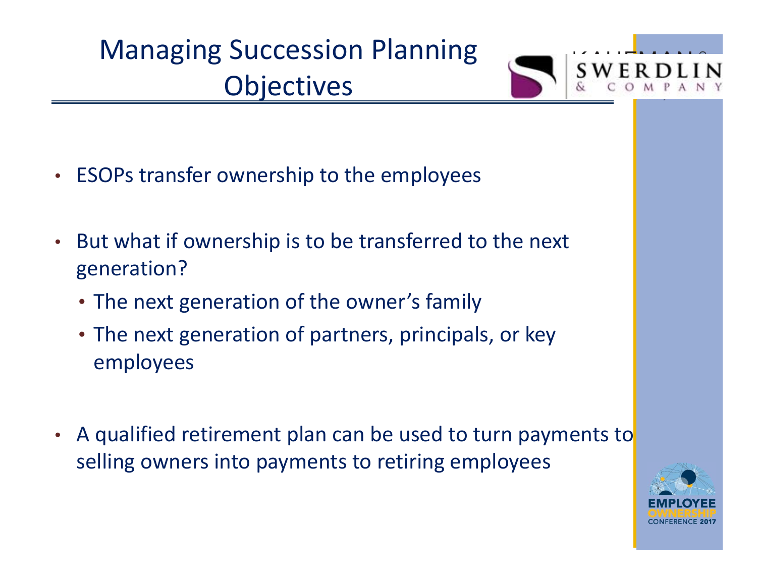# Managing Succession Planning Objectives

- ESOPs transfer ownership to the employees
- But what if ownership is to be transferred to the next generation?
  - The next generation of the owner's family
  - The next generation of partners, principals, or key employees
- A qualified retirement plan can be used to turn payments to selling owners into payments to retiring employees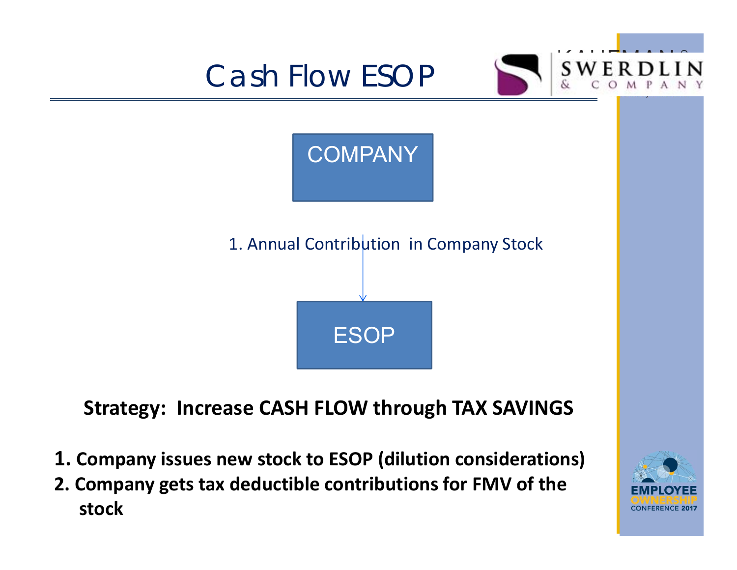# Cash Flow ESOP

COMPANY

1. Annual Contribution in Company Stock

ESOP

**Strategy: Increase CASH FLOW through TAX SAVINGS**

1. **Company issues new stock to ESOP (dilution considerations)**
2. **Company gets tax deductible contributions for FMV of the stock**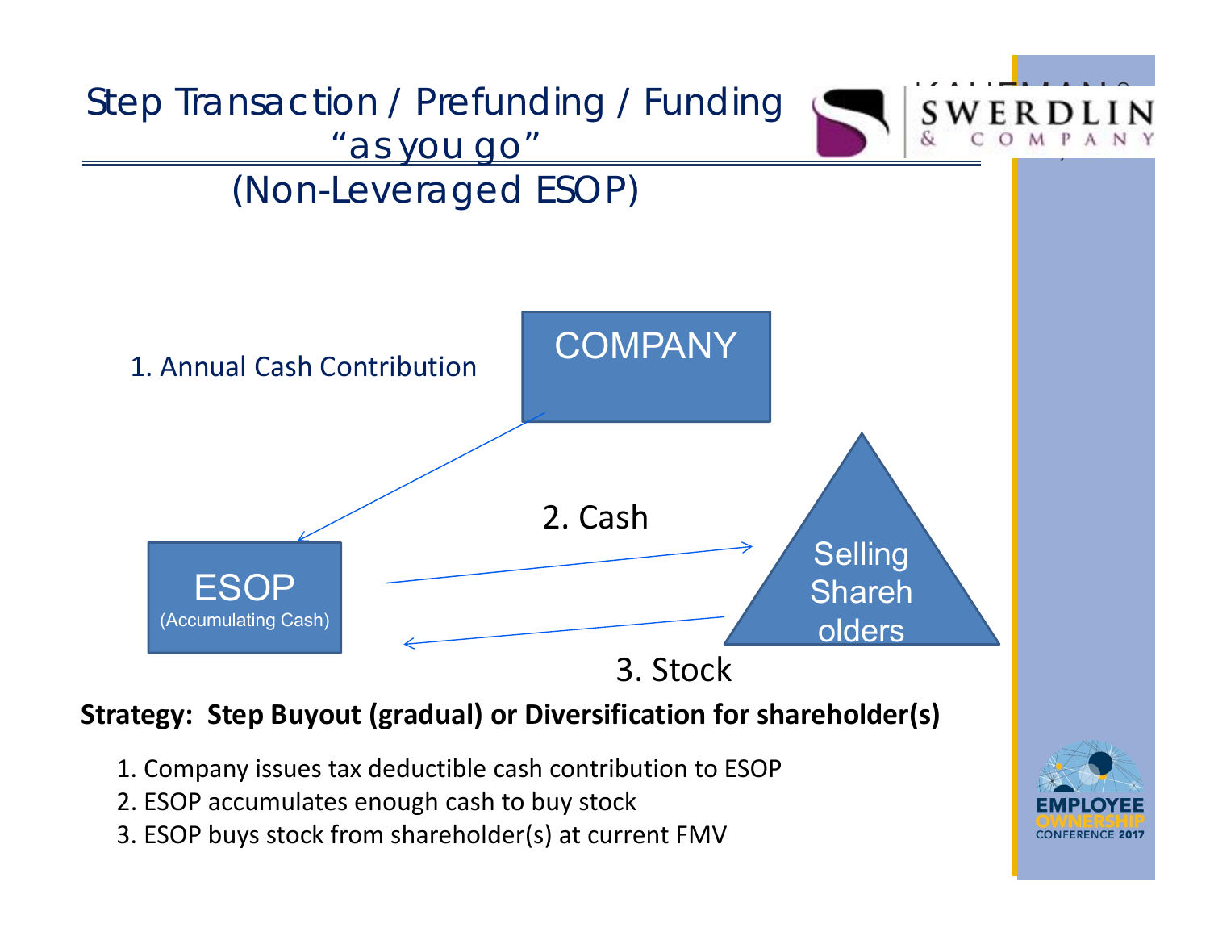# Step Transaction / Prefunding / Funding "as you go"

## (Non-Leveraged ESOP)

1. Annual Cash Contribution

COMPANY

ESOP (Accumulating Cash)

2. Cash

Selling Shareholders

3. Stock

**Strategy: Step Buyout (gradual) or Diversification for shareholder(s)**

1. Company issues tax deductible cash contribution to ESOP
2. ESOP accumulates enough cash to buy stock
3. ESOP buys stock from shareholder(s) at current FMV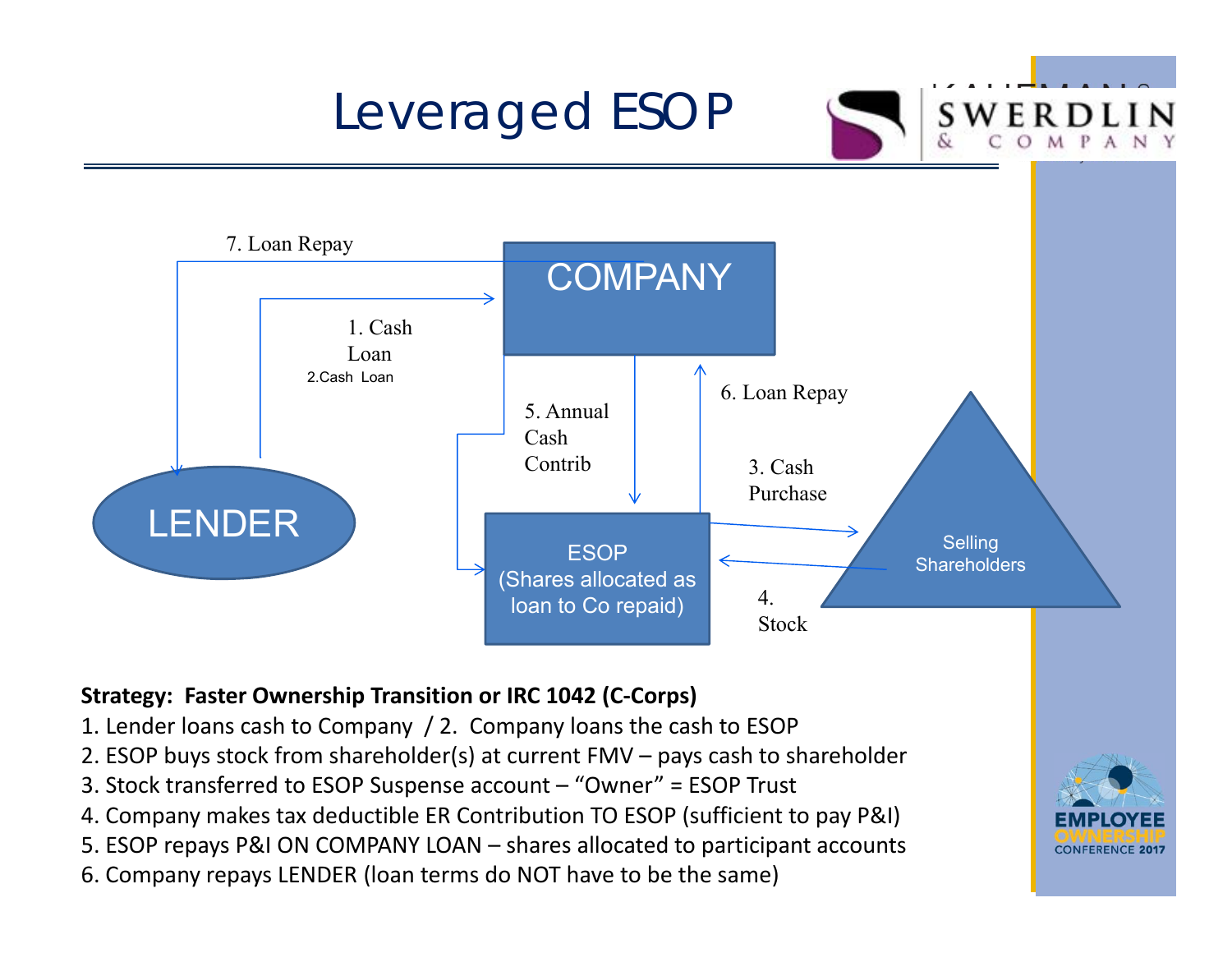# Leveraged ESOP

7. Loan Repay

1. Cash Loan

2.Cash Loan

COMPANY

5. Annual Cash Contrib

6. Loan Repay

3. Cash Purchase

LENDER

ESOP (Shares allocated as loan to Co repaid)

4. Stock

Selling Shareholders

**Strategy: Faster Ownership Transition or IRC 1042 (C-Corps)**

1. Lender loans cash to Company / 2. Company loans the cash to ESOP
2. ESOP buys stock from shareholder(s) at current FMV – pays cash to shareholder
3. Stock transferred to ESOP Suspense account – “Owner” = ESOP Trust
4. Company makes tax deductible ER Contribution TO ESOP (sufficient to pay P&I)
5. ESOP repays P&I ON COMPANY LOAN – shares allocated to participant accounts
6. Company repays LENDER (loan terms do NOT have to be the same)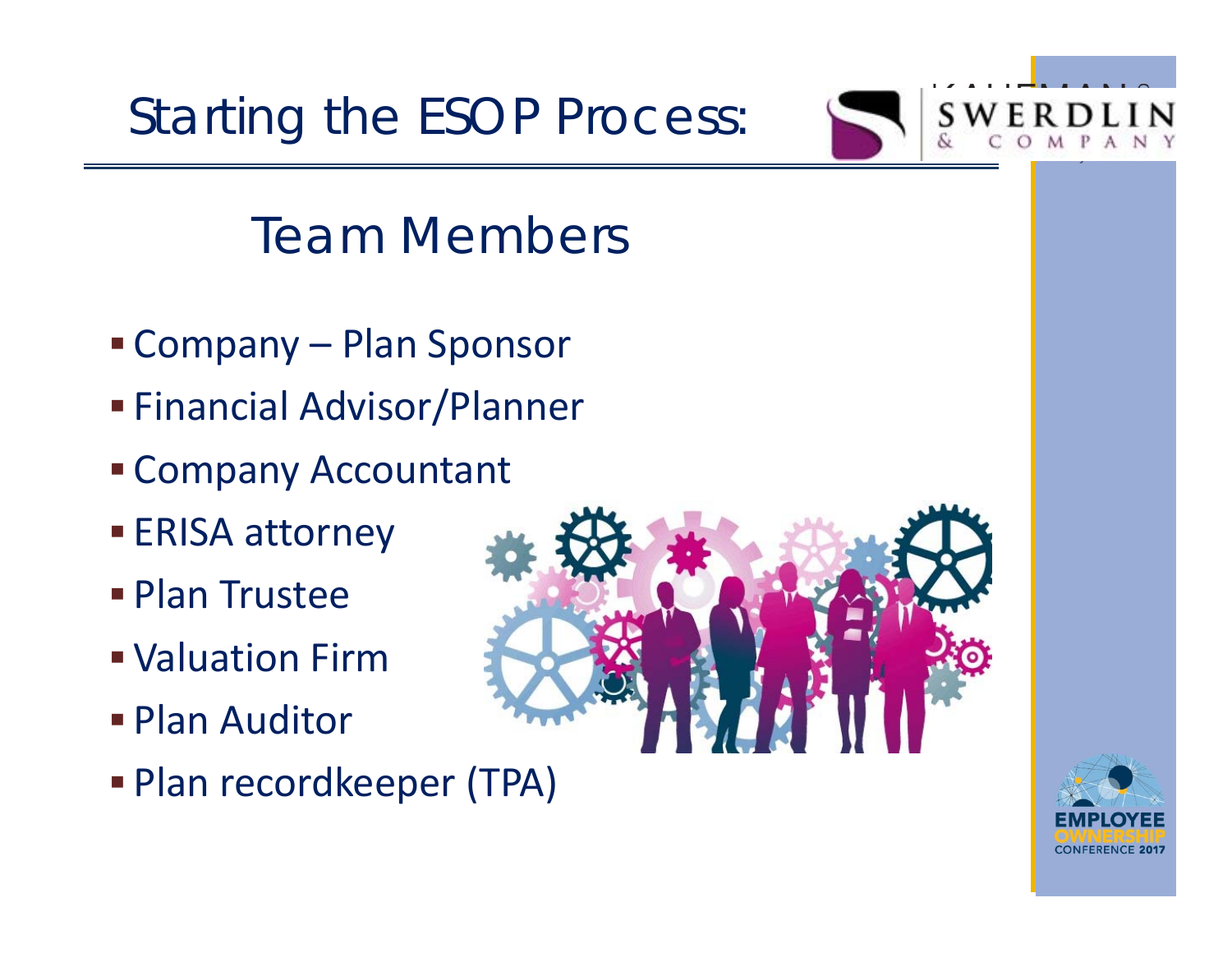# Starting the ESOP Process:

## Team Members

- Company – Plan Sponsor
- Financial Advisor/Planner
- Company Accountant
- ERISA attorney
- Plan Trustee
- Valuation Firm
- Plan Auditor
- Plan recordkeeper (TPA)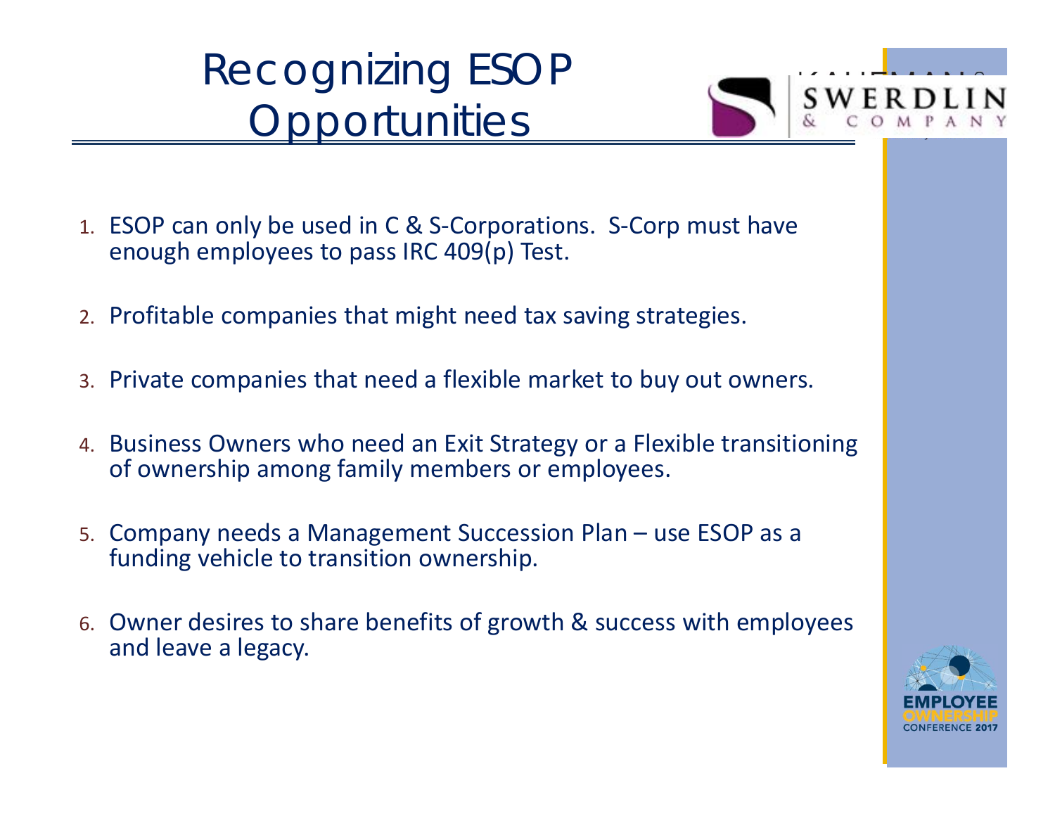# Recognizing ESOP Opportunities

1. ESOP can only be used in C & S-Corporations. S-Corp must have enough employees to pass IRC 409(p) Test.
2. Profitable companies that might need tax saving strategies.
3. Private companies that need a flexible market to buy out owners.
4. Business Owners who need an Exit Strategy or a Flexible transitioning of ownership among family members or employees.
5. Company needs a Management Succession Plan – use ESOP as a funding vehicle to transition ownership.
6. Owner desires to share benefits of growth & success with employees and leave a legacy.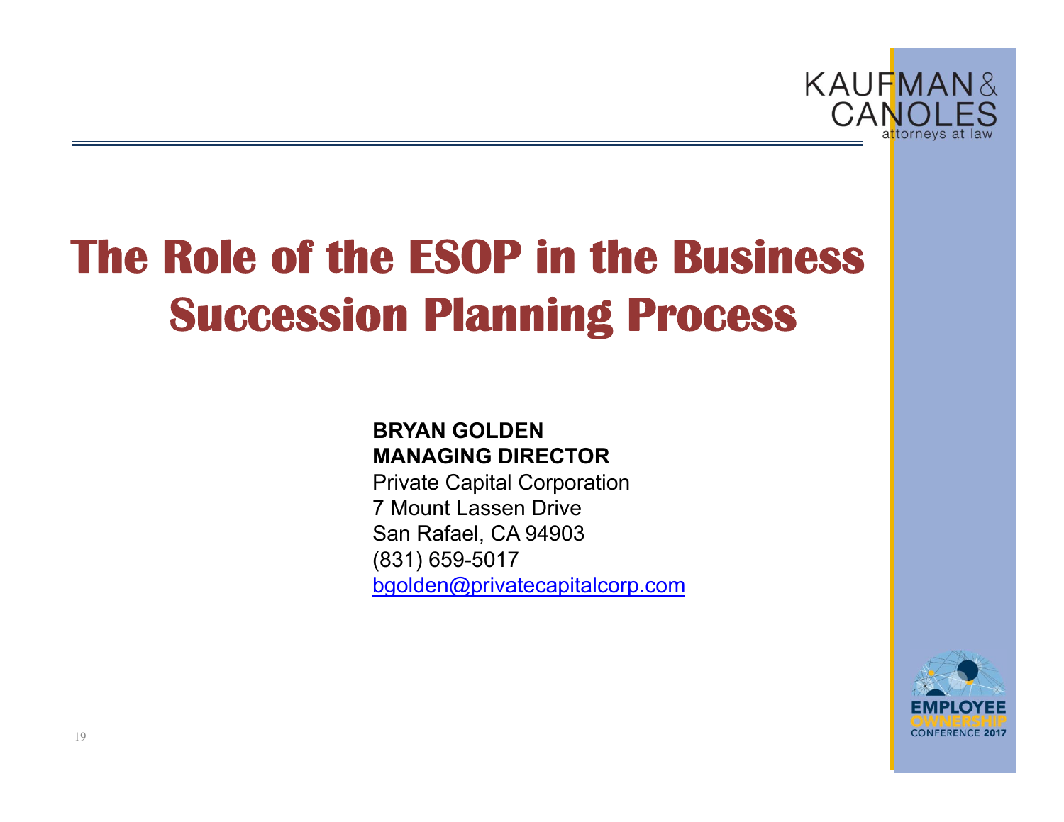# The Role of the ESOP in the Business Succession Planning Process

**BRYAN GOLDEN**
**MANAGING DIRECTOR**
Private Capital Corporation
7 Mount Lassen Drive
San Rafael, CA 94903
(831) 659-5017
bgolden@privatecapitalcorp.com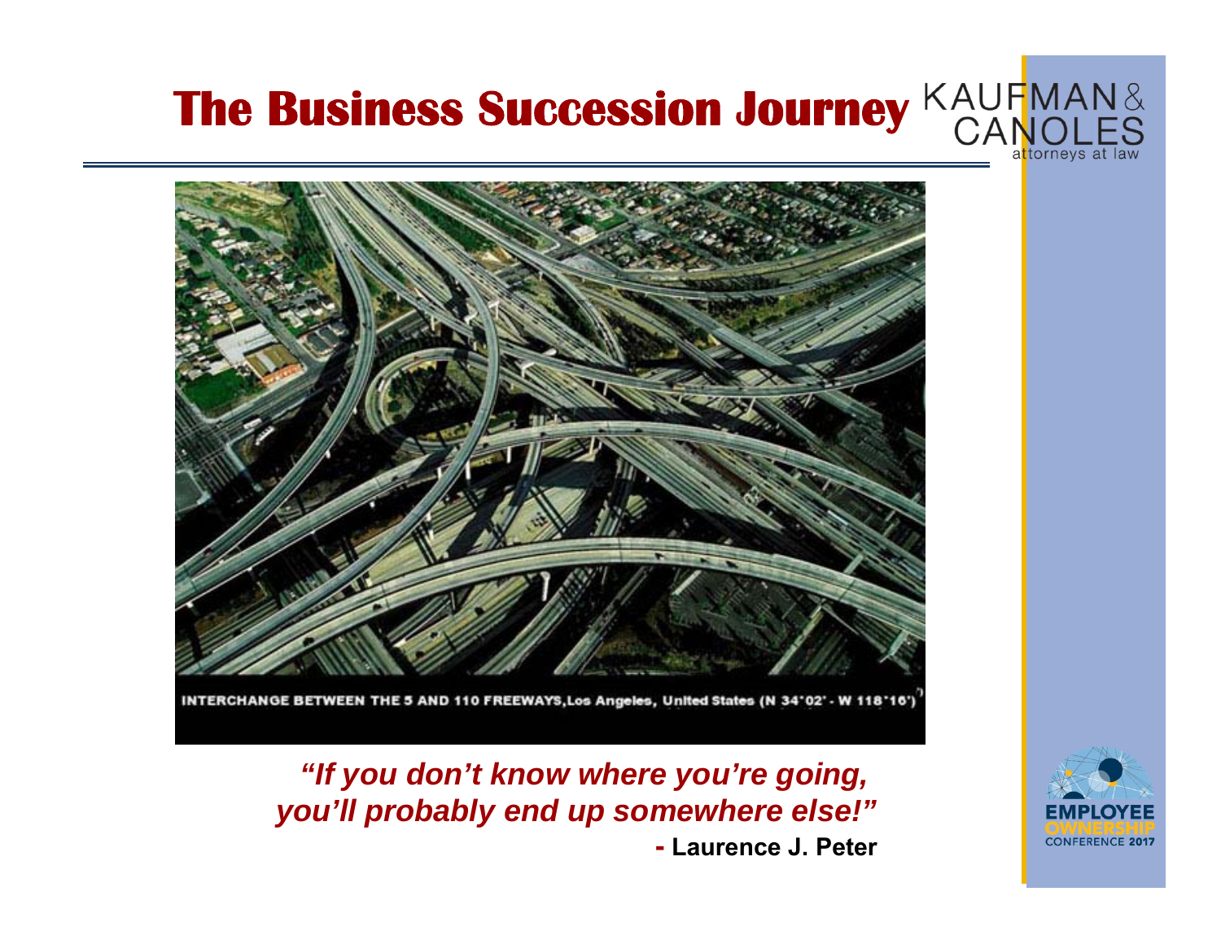# The Business Succession Journey

INTERCHANGE BETWEEN THE 5 AND 110 FREEWAYS, Los Angeles, United States (N 34°02' - W 118°16')

*"If you don't know where you're going, you'll probably end up somewhere else!"*

**- Laurence J. Peter**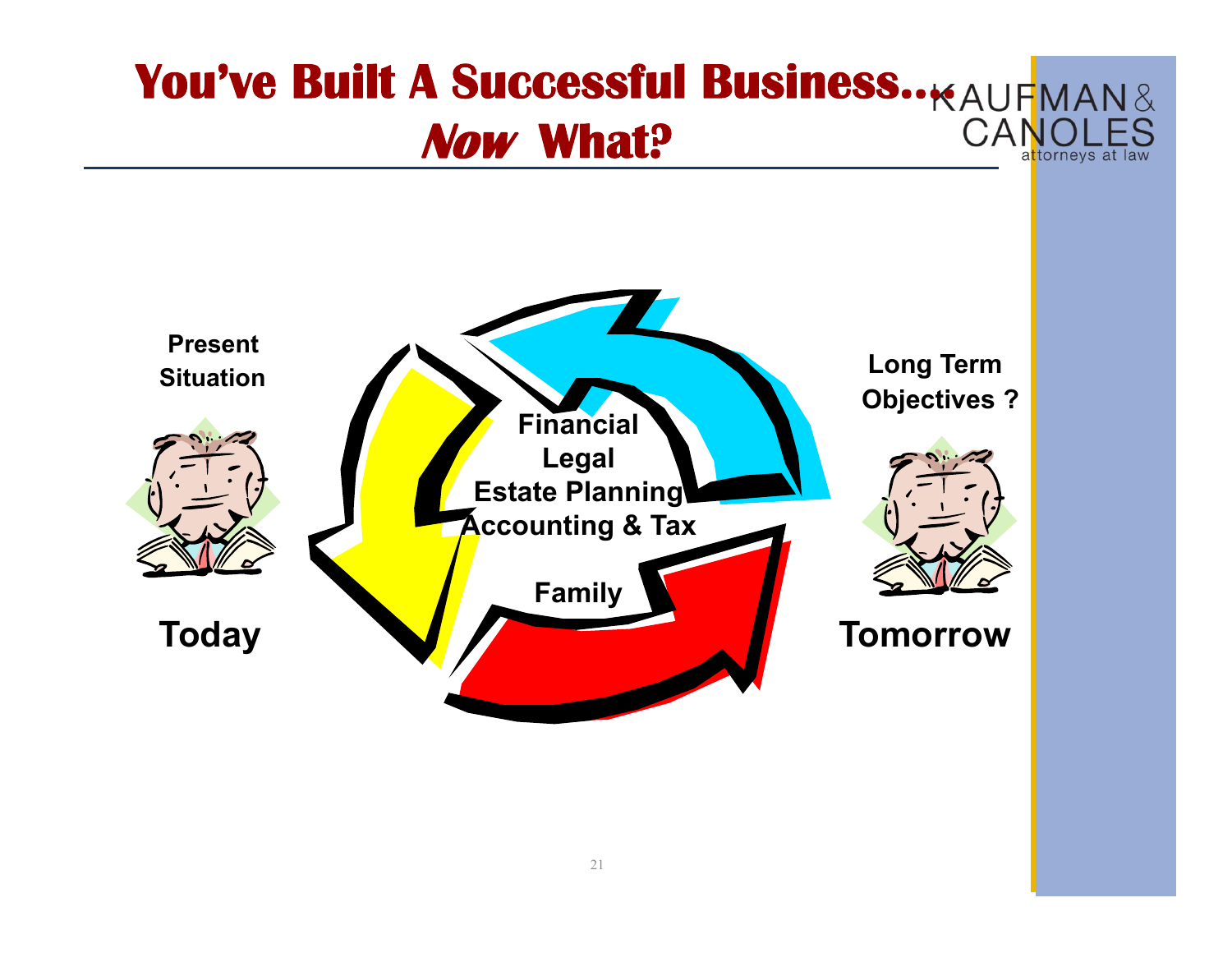# You've Built A Successful Business… *Now* What?

Present Situation

Today

Financial
Legal
Estate Planning
Accounting & Tax

Family

Long Term Objectives ?

Tomorrow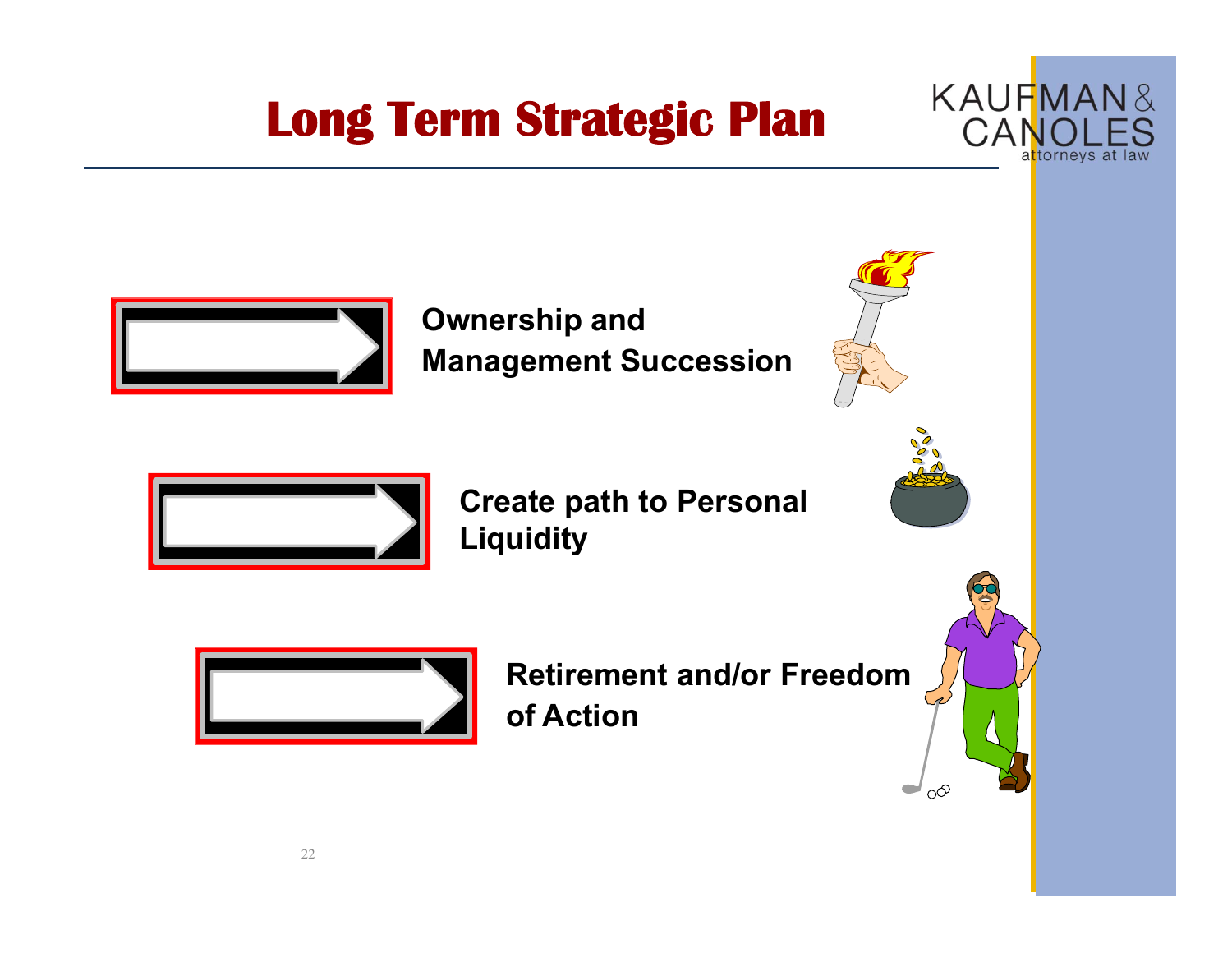# Long Term Strategic Plan

- **Ownership and Management Succession**
- **Create path to Personal Liquidity**
- **Retirement and/or Freedom of Action**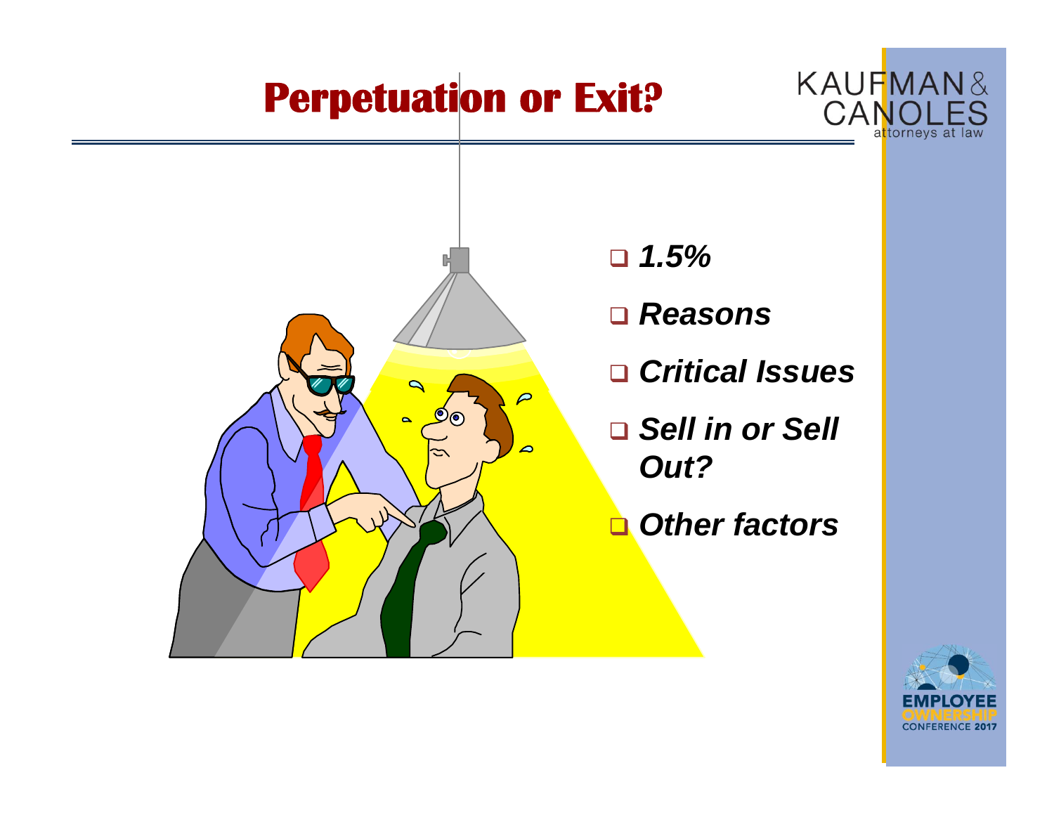# Perpetuation or Exit?

- *1.5%*
- *Reasons*
- *Critical Issues*
- *Sell in or Sell Out?*
- *Other factors*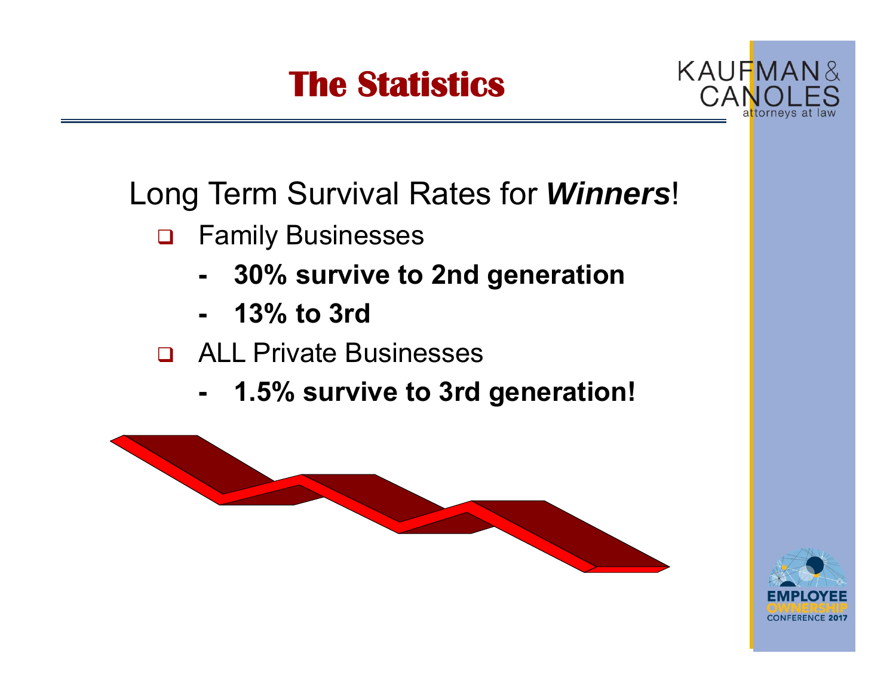# The Statistics

Long Term Survival Rates for ***Winners***!

- Family Businesses
  - **30% survive to 2nd generation**
  - **13% to 3rd**
- ALL Private Businesses
  - **1.5% survive to 3rd generation!**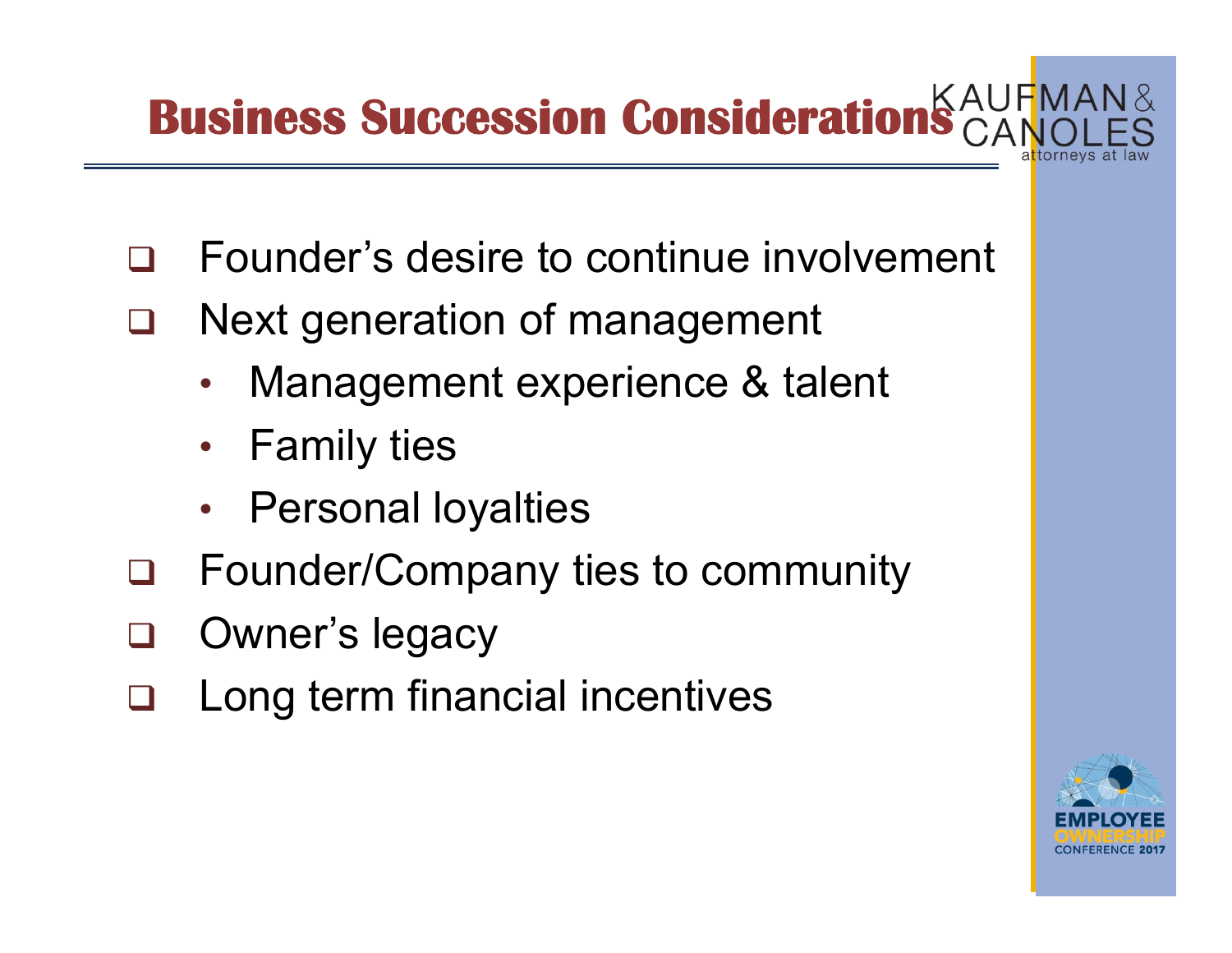# Business Succession Considerations

- Founder's desire to continue involvement
- Next generation of management
  - Management experience & talent
  - Family ties
  - Personal loyalties
- Founder/Company ties to community
- Owner's legacy
- Long term financial incentives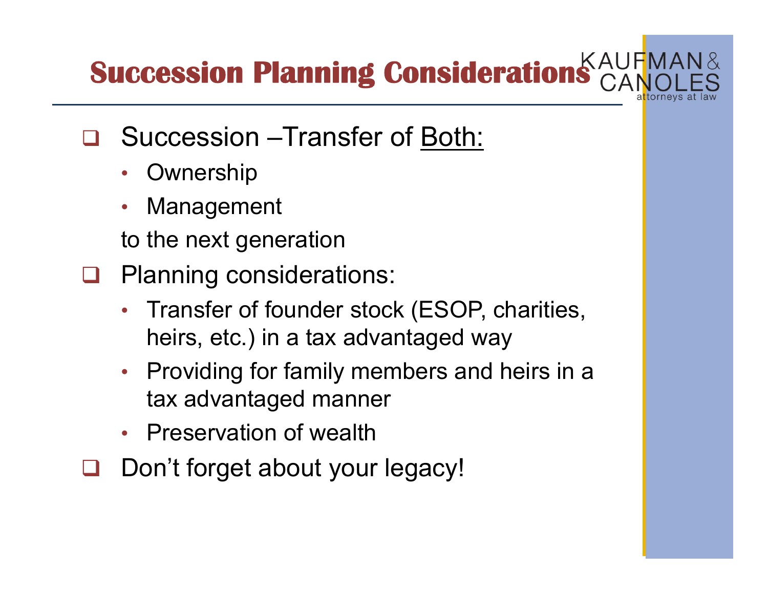# Succession Planning Considerations

- Succession –Transfer of <u>Both:</u>
  - Ownership
  - Management

  to the next generation
- Planning considerations:
  - Transfer of founder stock (ESOP, charities, heirs, etc.) in a tax advantaged way
  - Providing for family members and heirs in a tax advantaged manner
  - Preservation of wealth
- Don’t forget about your legacy!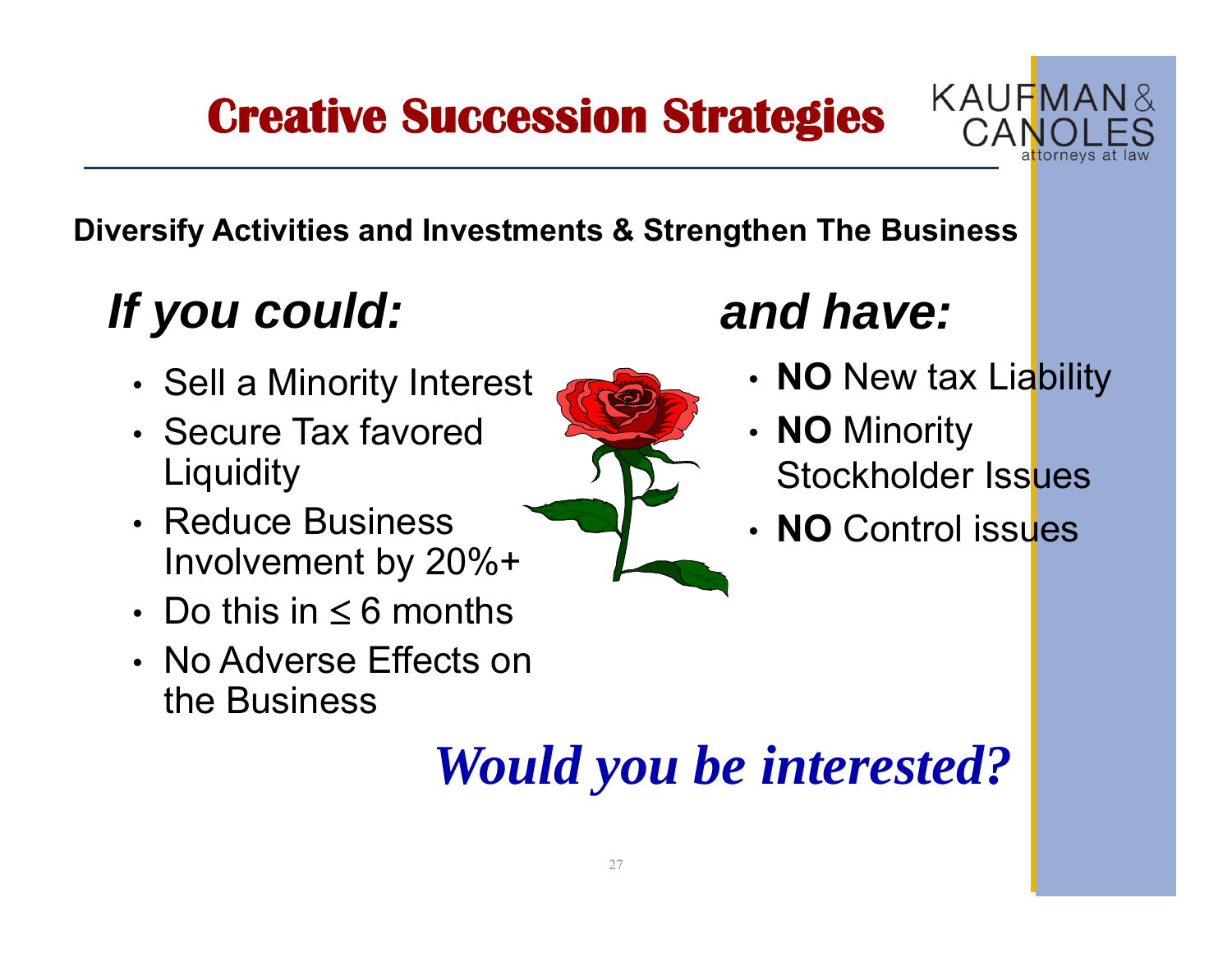# Creative Succession Strategies

**Diversify Activities and Investments & Strengthen The Business**

## *If you could:*

- Sell a Minority Interest
- Secure Tax favored Liquidity
- Reduce Business Involvement by 20%+
- Do this in ≤ 6 months
- No Adverse Effects on the Business

## *and have:*

- **NO** New tax Liability
- **NO** Minority Stockholder Issues
- **NO** Control issues

***Would you be interested?***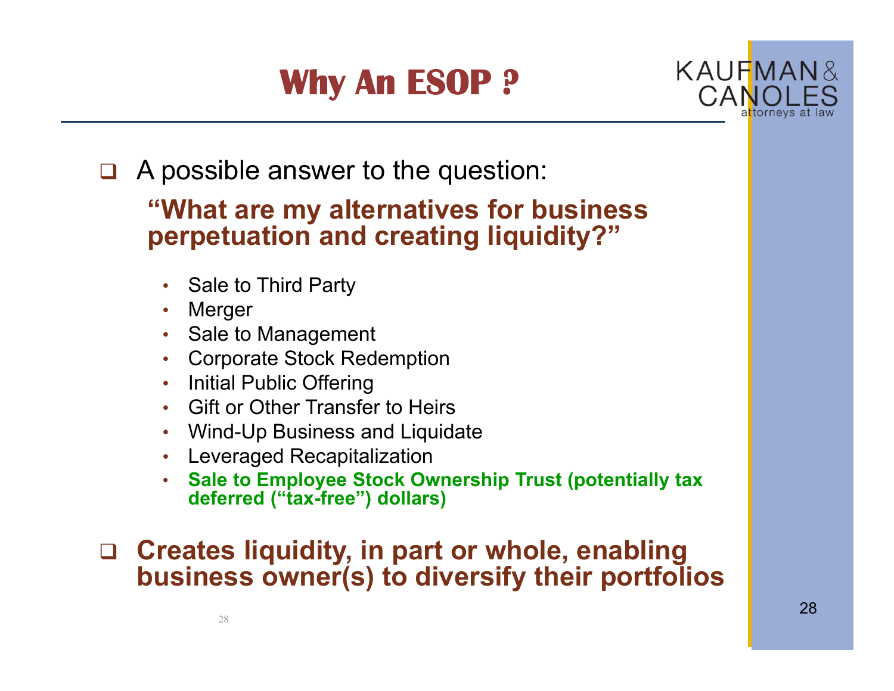# Why An ESOP ?

- A possible answer to the question:

  **"What are my alternatives for business perpetuation and creating liquidity?"**

  - Sale to Third Party
  - Merger
  - Sale to Management
  - Corporate Stock Redemption
  - Initial Public Offering
  - Gift or Other Transfer to Heirs
  - Wind-Up Business and Liquidate
  - Leveraged Recapitalization
  - **Sale to Employee Stock Ownership Trust (potentially tax deferred ("tax-free") dollars)**

- **Creates liquidity, in part or whole, enabling business owner(s) to diversify their portfolios**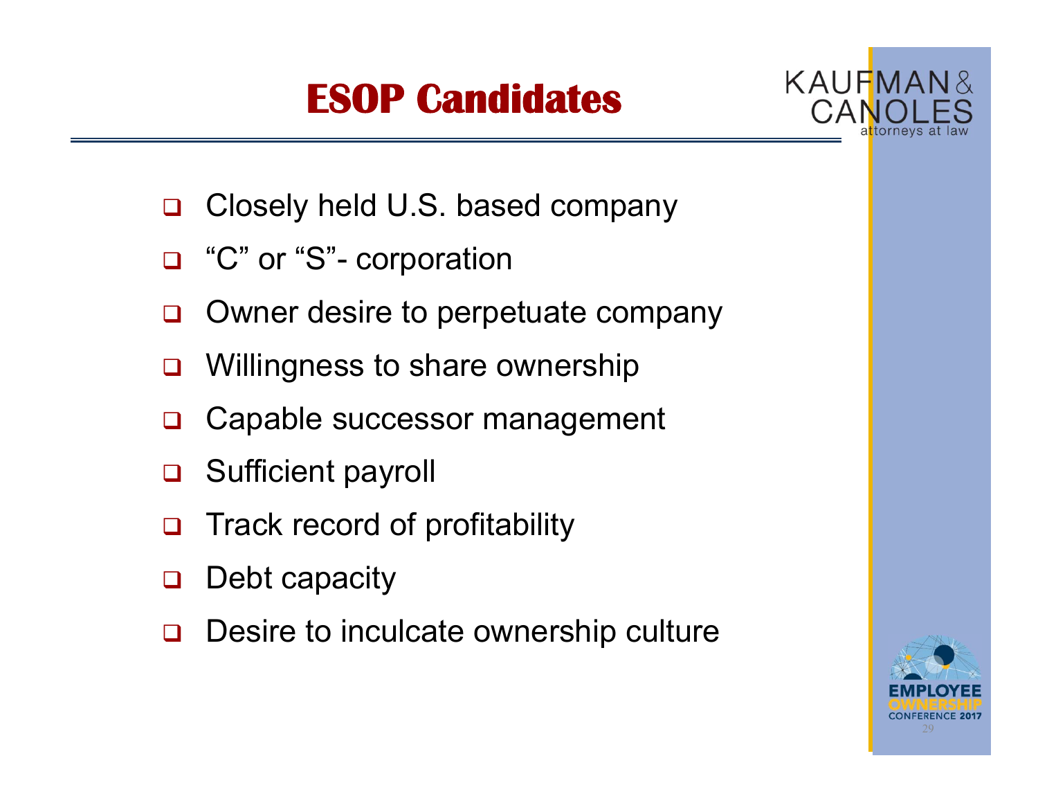# ESOP Candidates

- Closely held U.S. based company
- "C" or "S"- corporation
- Owner desire to perpetuate company
- Willingness to share ownership
- Capable successor management
- Sufficient payroll
- Track record of profitability
- Debt capacity
- Desire to inculcate ownership culture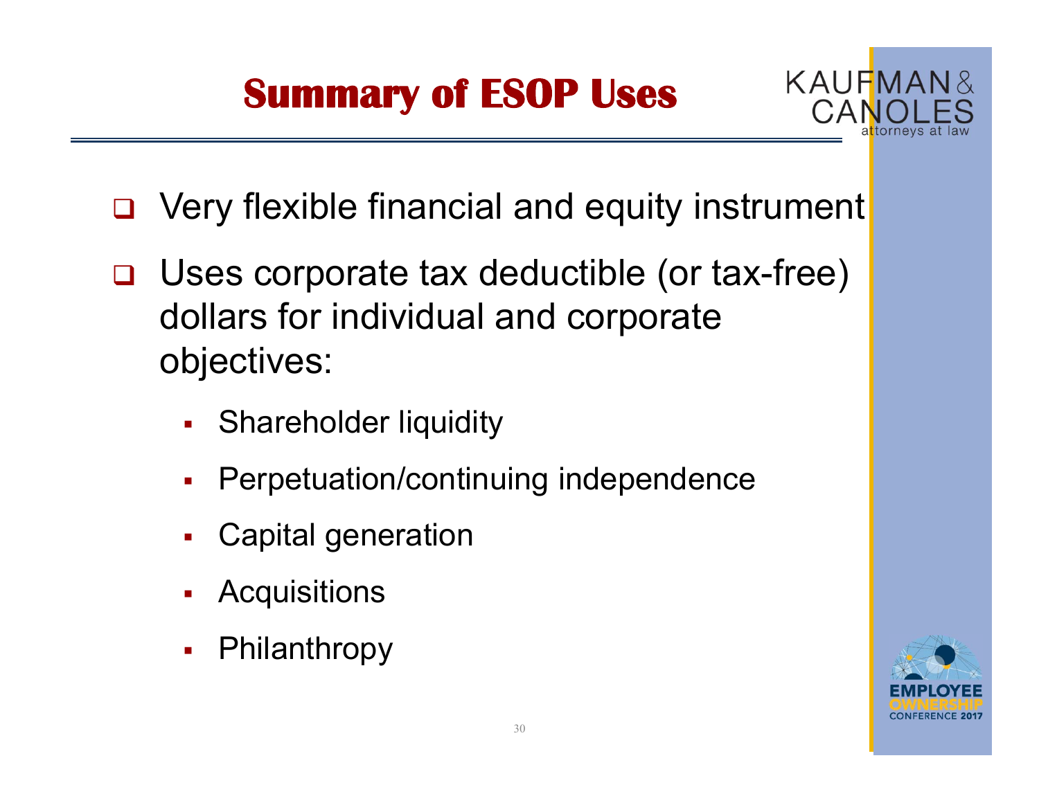# Summary of ESOP Uses

- Very flexible financial and equity instrument
- Uses corporate tax deductible (or tax-free) dollars for individual and corporate objectives:
  - Shareholder liquidity
  - Perpetuation/continuing independence
  - Capital generation
  - Acquisitions
  - Philanthropy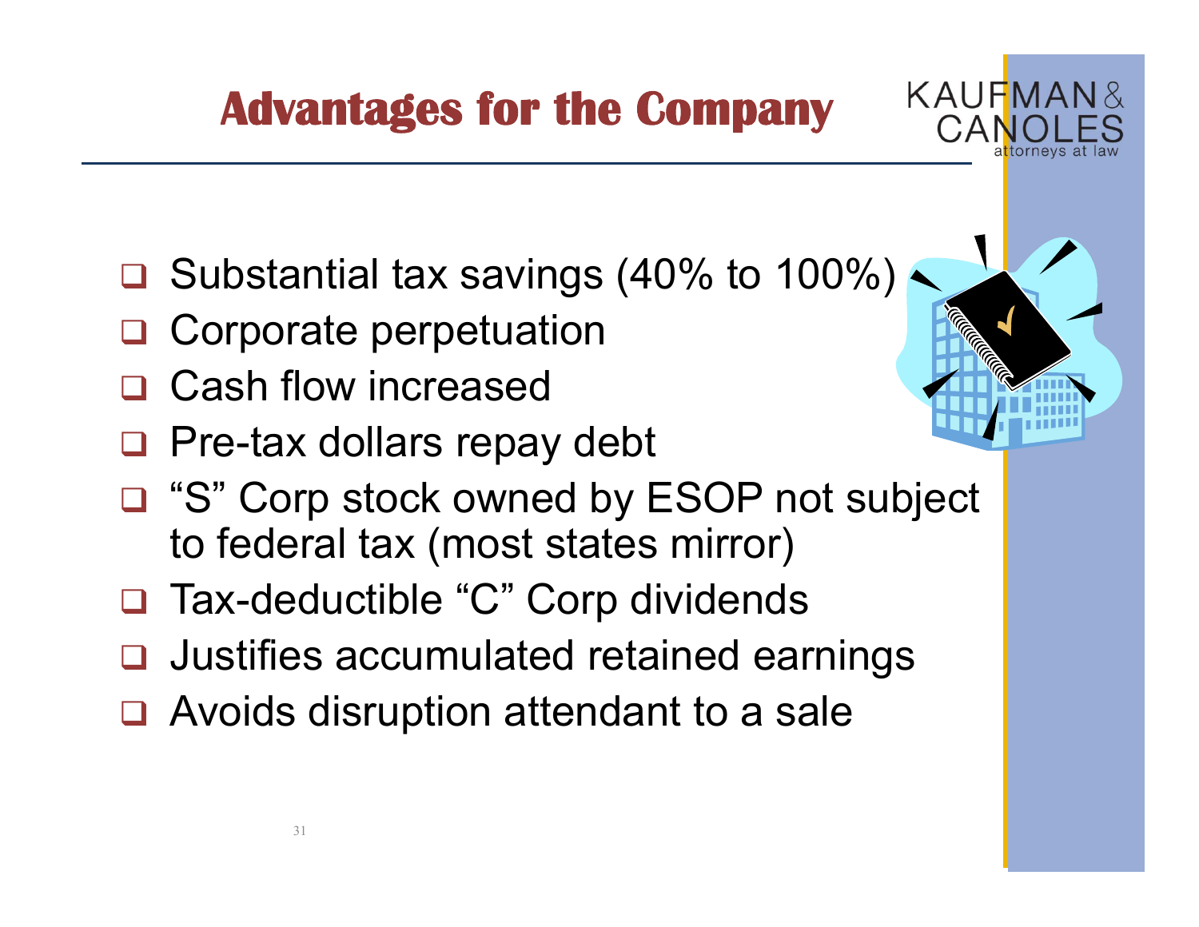# Advantages for the Company

- Substantial tax savings (40% to 100%)
- Corporate perpetuation
- Cash flow increased
- Pre-tax dollars repay debt
- “S” Corp stock owned by ESOP not subject to federal tax (most states mirror)
- Tax-deductible “C” Corp dividends
- Justifies accumulated retained earnings
- Avoids disruption attendant to a sale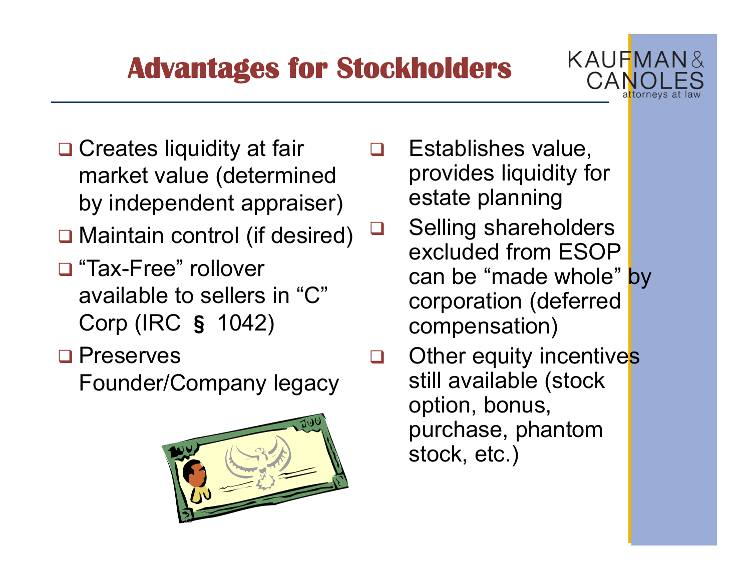# Advantages for Stockholders

- Creates liquidity at fair market value (determined by independent appraiser)
- Maintain control (if desired)
- "Tax-Free" rollover available to sellers in "C" Corp (IRC § 1042)
- Preserves Founder/Company legacy
- Establishes value, provides liquidity for estate planning
- Selling shareholders excluded from ESOP can be "made whole" by corporation (deferred compensation)
- Other equity incentives still available (stock option, bonus, purchase, phantom stock, etc.)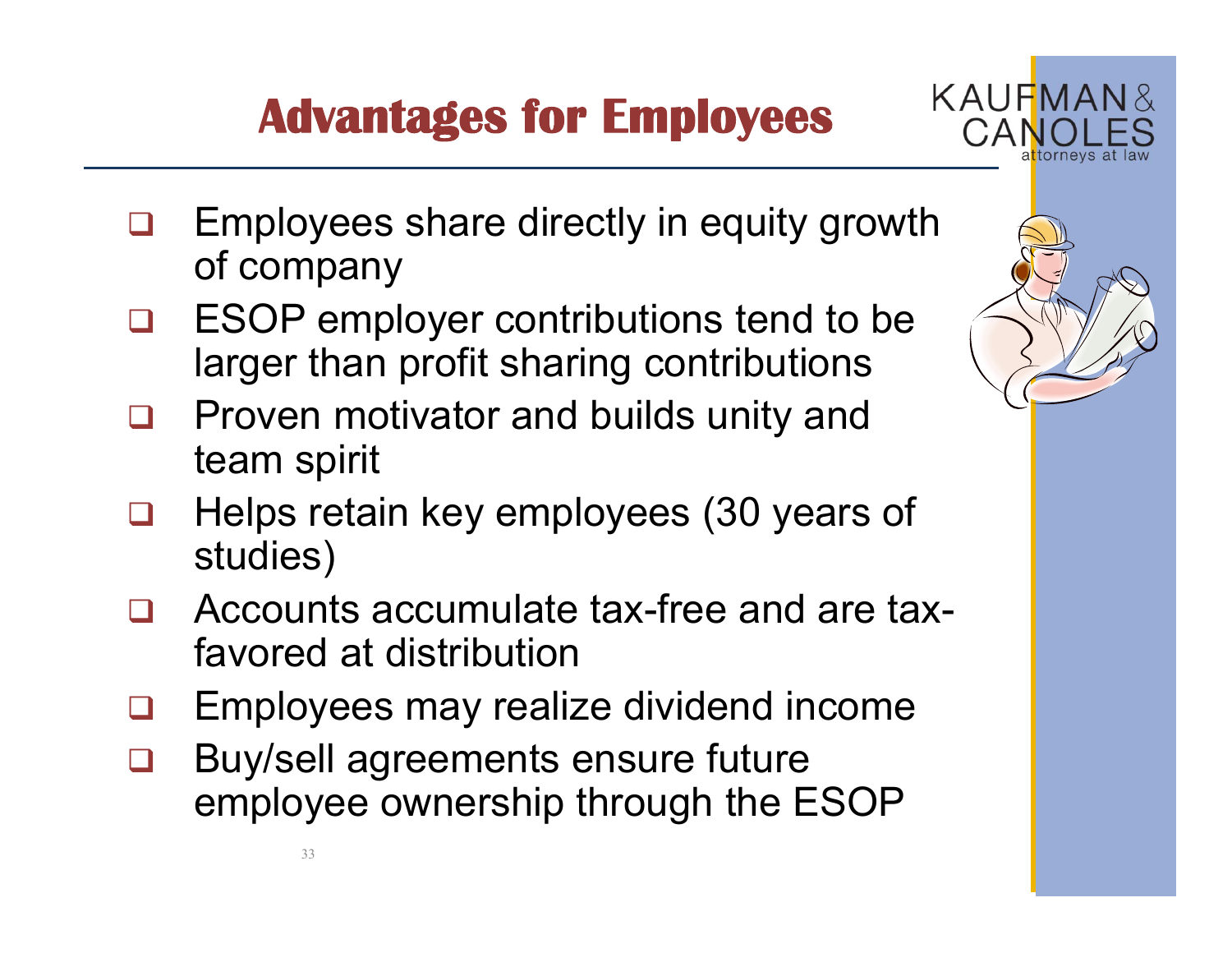# Advantages for Employees

- Employees share directly in equity growth of company
- ESOP employer contributions tend to be larger than profit sharing contributions
- Proven motivator and builds unity and team spirit
- Helps retain key employees (30 years of studies)
- Accounts accumulate tax-free and are tax-favored at distribution
- Employees may realize dividend income
- Buy/sell agreements ensure future employee ownership through the ESOP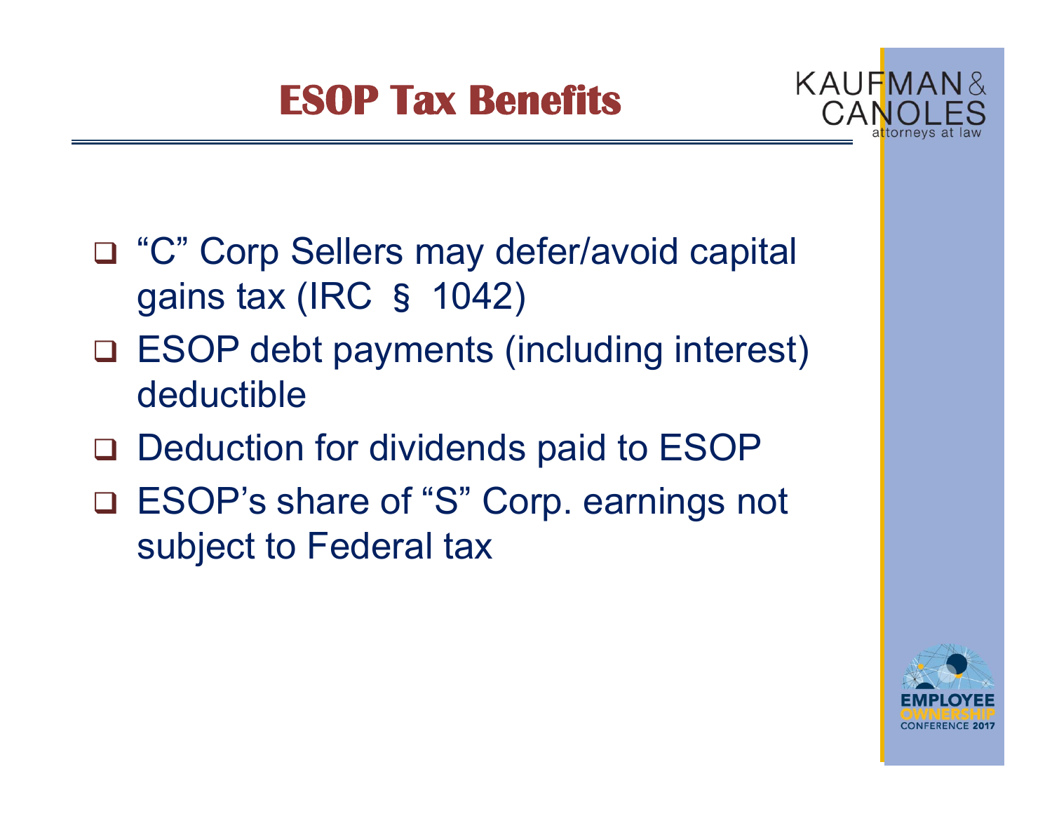# ESOP Tax Benefits

- "C" Corp Sellers may defer/avoid capital gains tax (IRC § 1042)
- ESOP debt payments (including interest) deductible
- Deduction for dividends paid to ESOP
- ESOP's share of "S" Corp. earnings not subject to Federal tax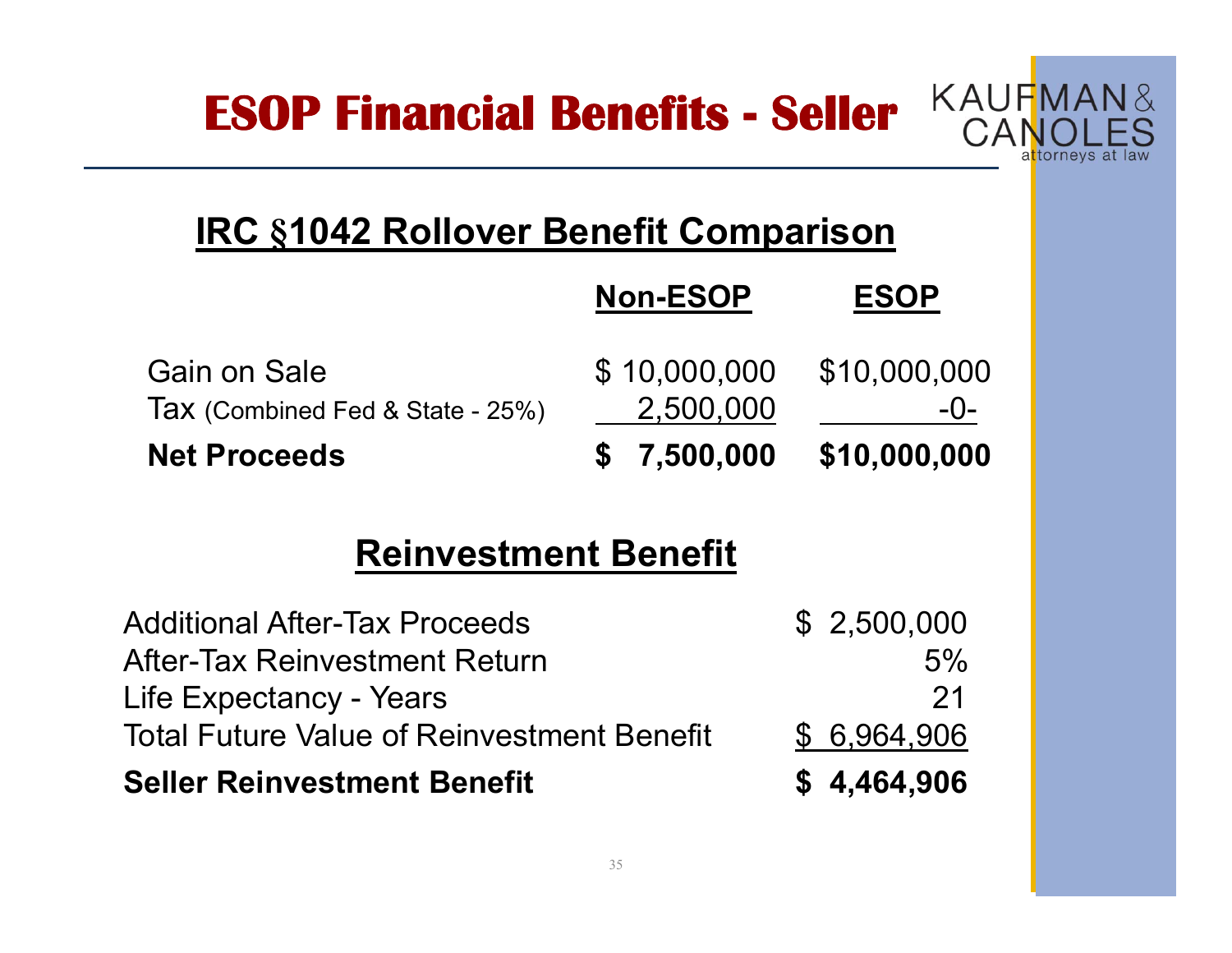# ESOP Financial Benefits - Seller

## IRC §1042 Rollover Benefit Comparison

| | Non-ESOP | ESOP |
|---|---|---|
| Gain on Sale | $ 10,000,000 | $10,000,000 |
| Tax (Combined Fed & State - 25%) | 2,500,000 | -0- |
| **Net Proceeds** | **$ 7,500,000** | **$10,000,000** |

## Reinvestment Benefit

| | |
|---|---|
| Additional After-Tax Proceeds | $ 2,500,000 |
| After-Tax Reinvestment Return | 5% |
| Life Expectancy - Years | 21 |
| Total Future Value of Reinvestment Benefit | $ 6,964,906 |
| **Seller Reinvestment Benefit** | **$ 4,464,906** |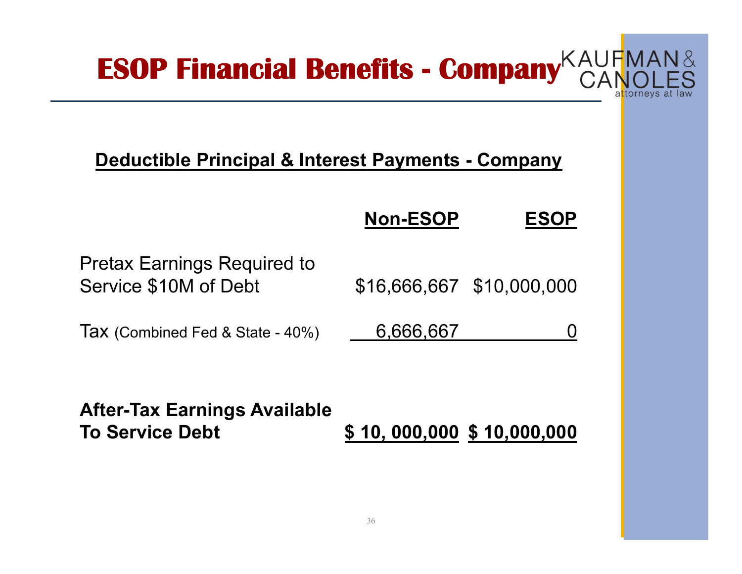# ESOP Financial Benefits - Company

KAUFMAN & CANOLES attorneys at law

## Deductible Principal & Interest Payments - Company

| | **Non-ESOP** | **ESOP** |
|---|---|---|
| Pretax Earnings Required to Service $10M of Debt | $16,666,667 | $10,000,000 |
| Tax (Combined Fed & State - 40%) | 6,666,667 | 0 |
| **After-Tax Earnings Available To Service Debt** | **$ 10, 000,000** | **$ 10,000,000** |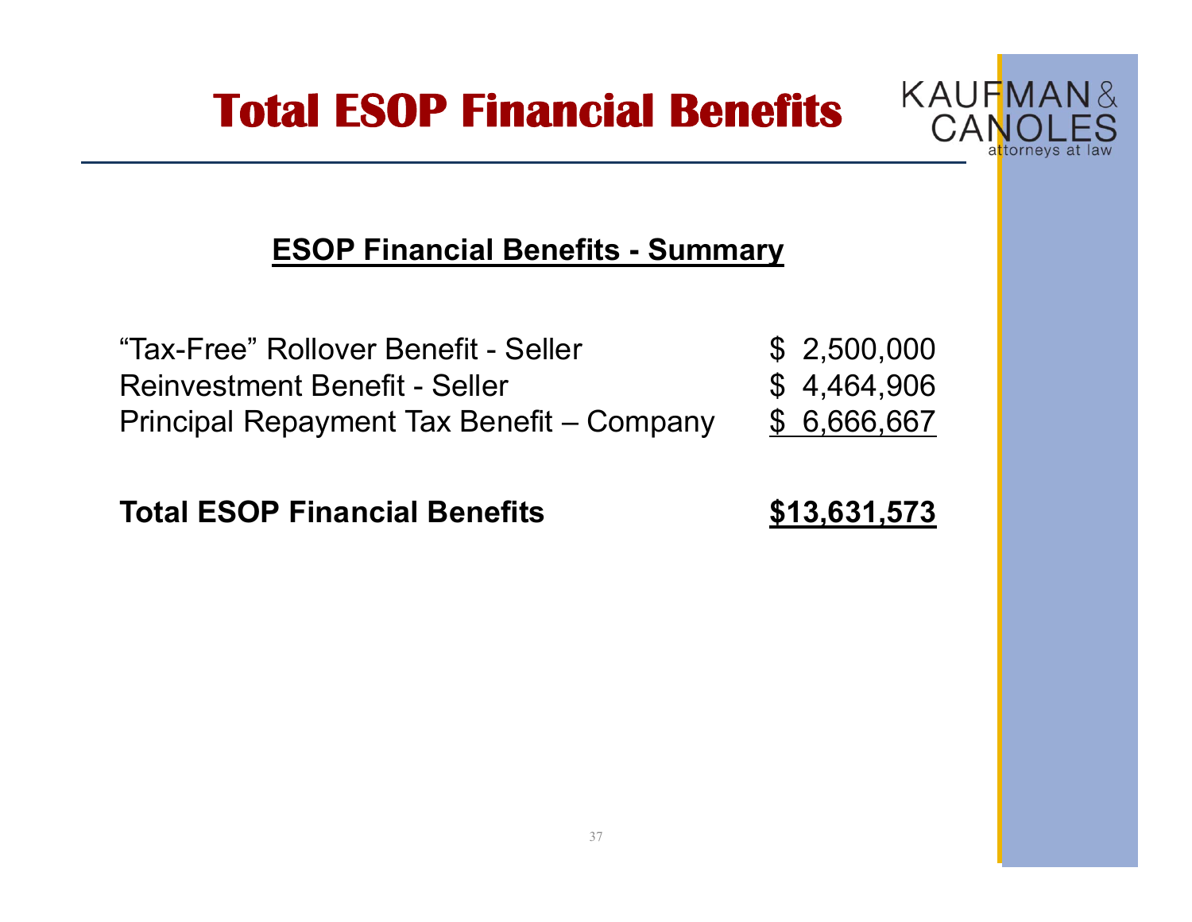# Total ESOP Financial Benefits

**ESOP Financial Benefits - Summary**

| | |
|---|---|
| "Tax-Free" Rollover Benefit - Seller | $ 2,500,000 |
| Reinvestment Benefit - Seller | $ 4,464,906 |
| Principal Repayment Tax Benefit – Company | $ 6,666,667 |
| **Total ESOP Financial Benefits** | **$13,631,573** |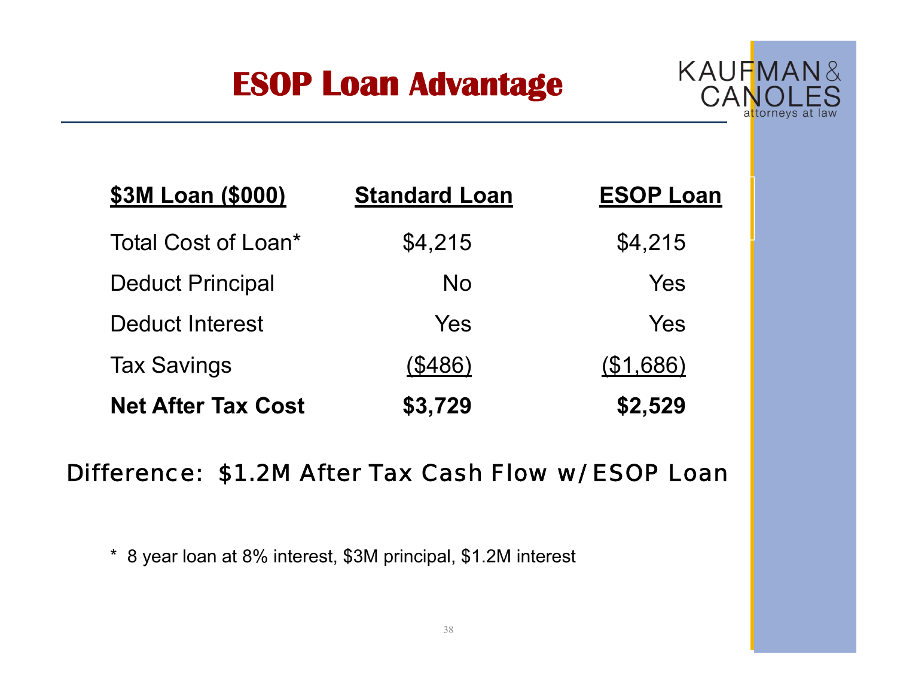# ESOP Loan Advantage

| $3M Loan ($000) | Standard Loan | ESOP Loan |
|---|---|---|
| Total Cost of Loan* | $4,215 | $4,215 |
| Deduct Principal | No | Yes |
| Deduct Interest | Yes | Yes |
| Tax Savings | ($486) | ($1,686) |
| **Net After Tax Cost** | **$3,729** | **$2,529** |

Difference: $1.2M After Tax Cash Flow w/ ESOP Loan

* 8 year loan at 8% interest, $3M principal, $1.2M interest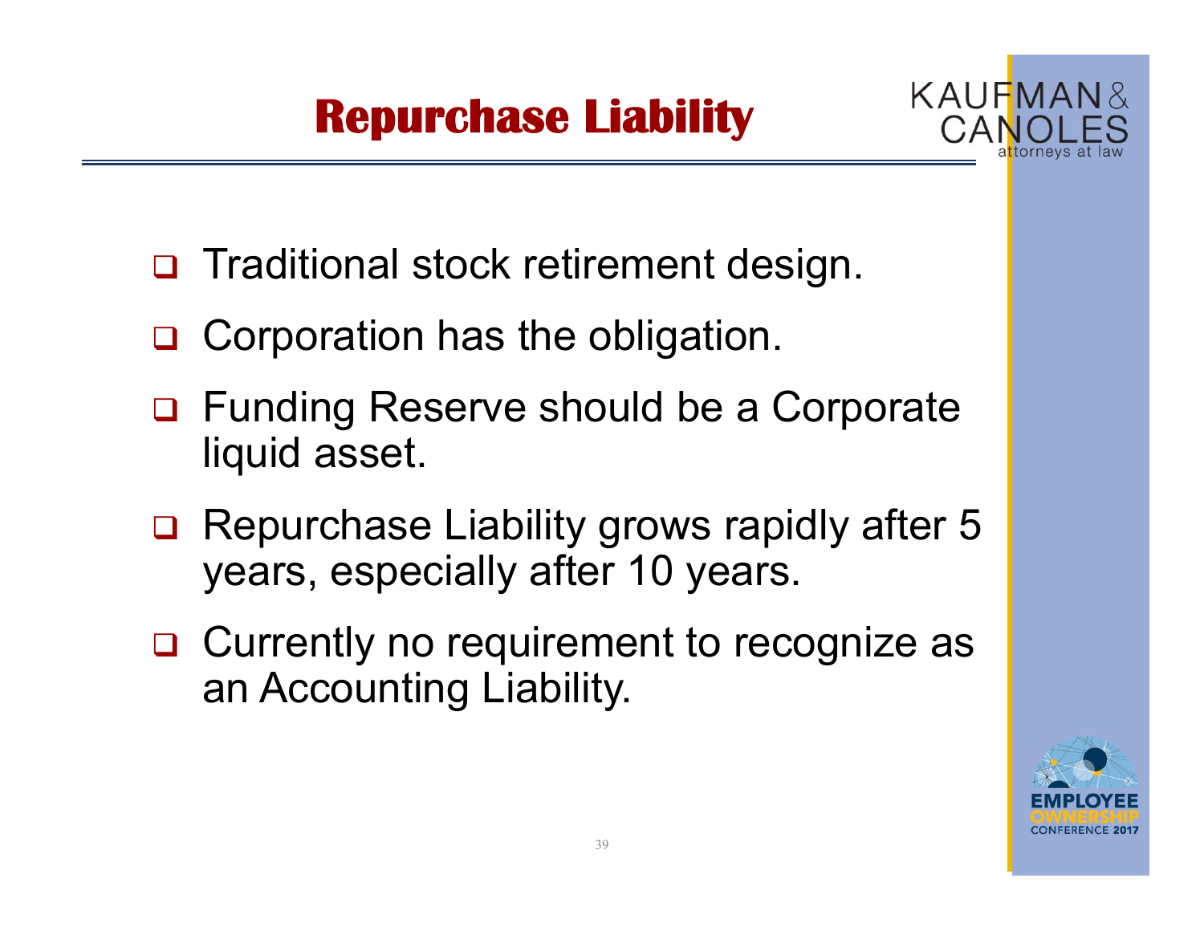# Repurchase Liability

- Traditional stock retirement design.
- Corporation has the obligation.
- Funding Reserve should be a Corporate liquid asset.
- Repurchase Liability grows rapidly after 5 years, especially after 10 years.
- Currently no requirement to recognize as an Accounting Liability.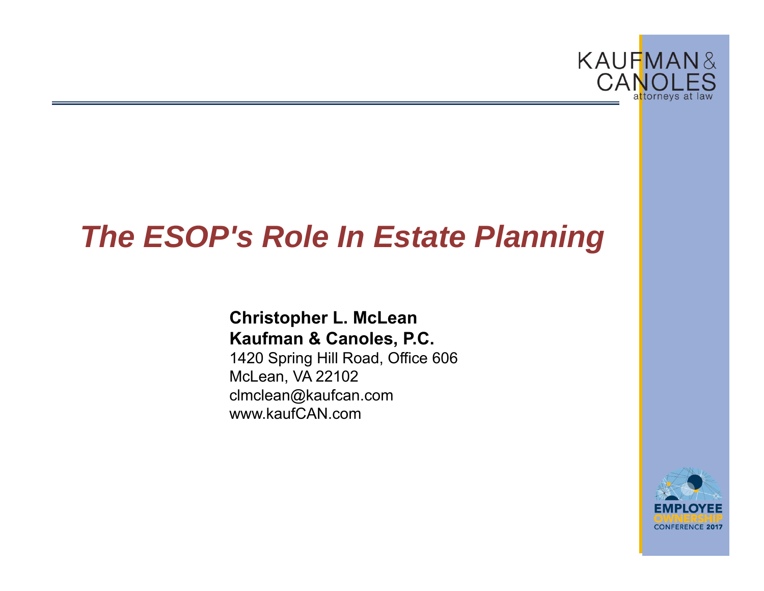# *The ESOP's Role In Estate Planning*

**Christopher L. McLean**
**Kaufman & Canoles, P.C.**
1420 Spring Hill Road, Office 606
McLean, VA 22102
clmclean@kaufcan.com
www.kaufCAN.com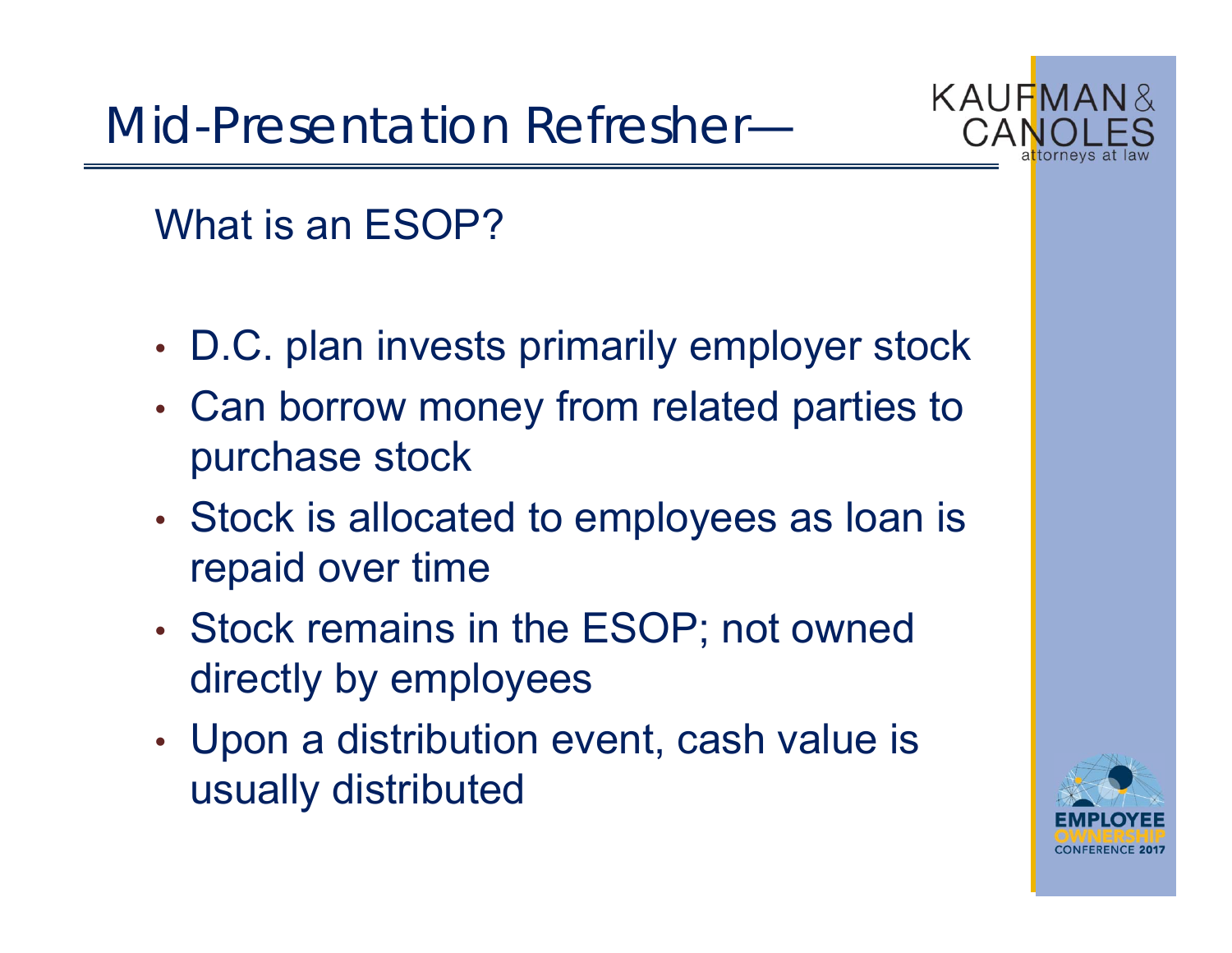# Mid-Presentation Refresher—

## What is an ESOP?

- D.C. plan invests primarily employer stock
- Can borrow money from related parties to purchase stock
- Stock is allocated to employees as loan is repaid over time
- Stock remains in the ESOP; not owned directly by employees
- Upon a distribution event, cash value is usually distributed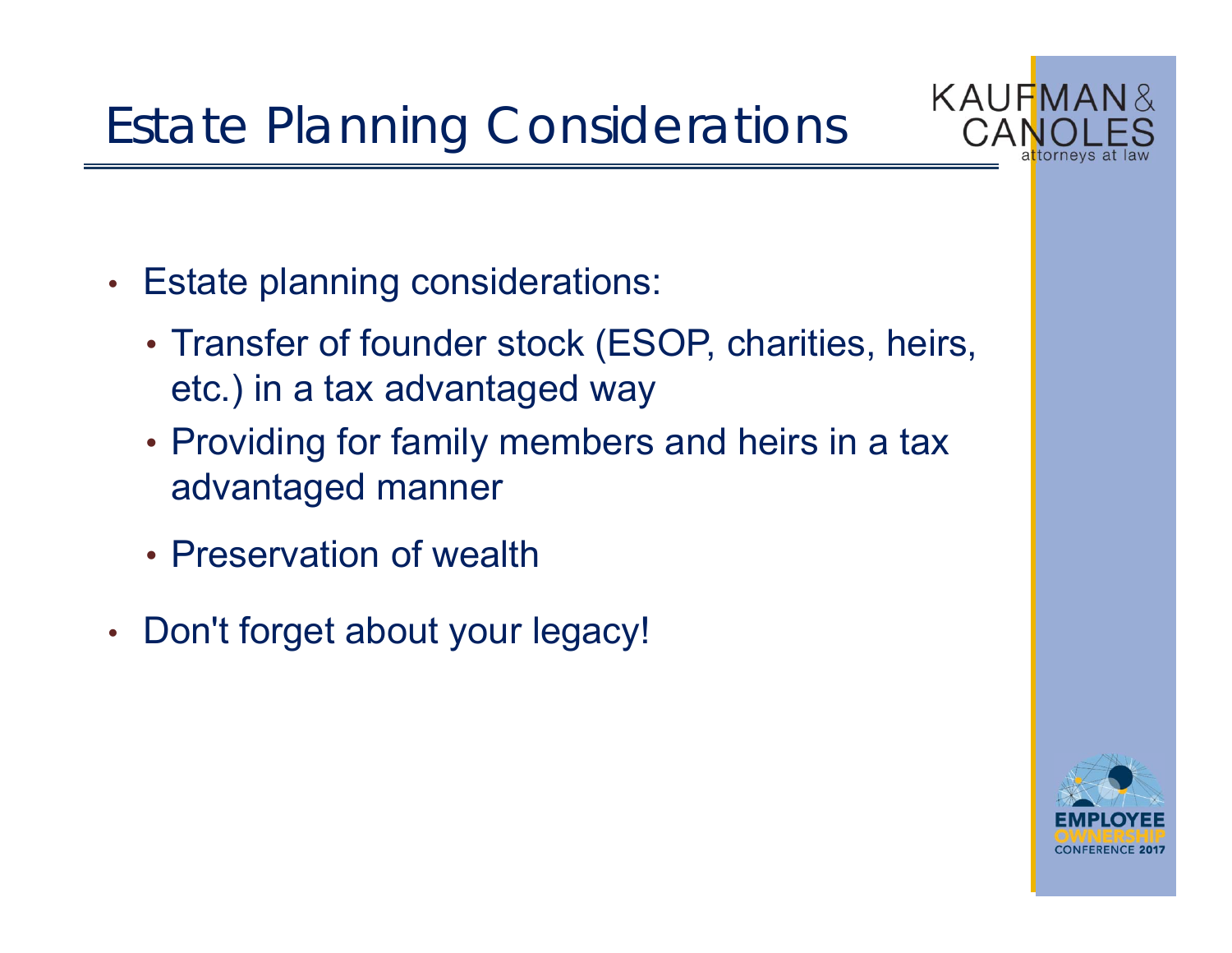# Estate Planning Considerations

- Estate planning considerations:
  - Transfer of founder stock (ESOP, charities, heirs, etc.) in a tax advantaged way
  - Providing for family members and heirs in a tax advantaged manner
  - Preservation of wealth
- Don't forget about your legacy!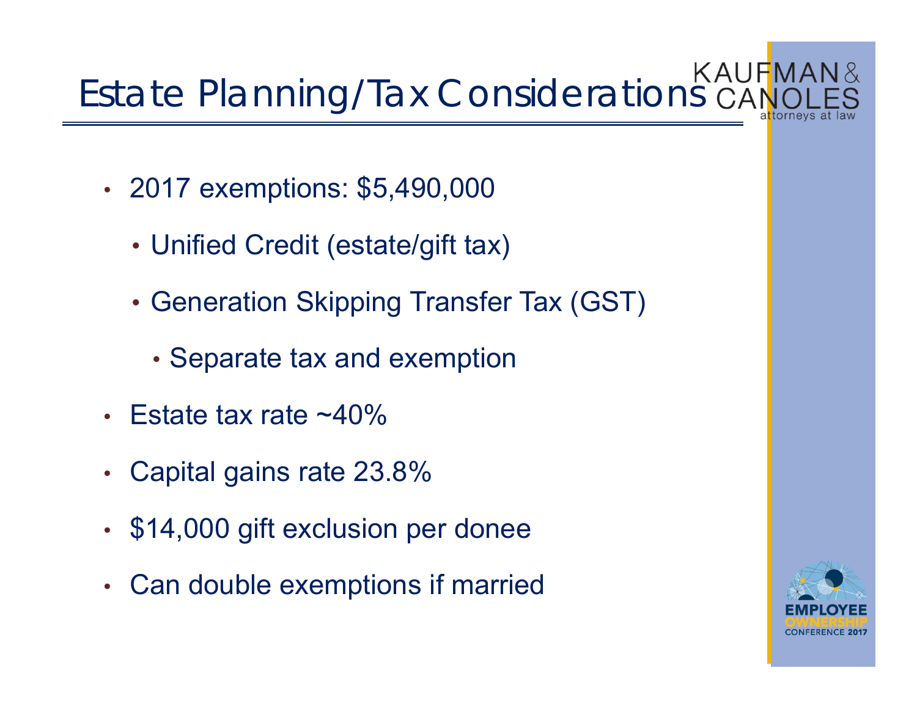# Estate Planning/Tax Considerations

- 2017 exemptions: $5,490,000
  - Unified Credit (estate/gift tax)
  - Generation Skipping Transfer Tax (GST)
    - Separate tax and exemption
- Estate tax rate ~40%
- Capital gains rate 23.8%
- $14,000 gift exclusion per donee
- Can double exemptions if married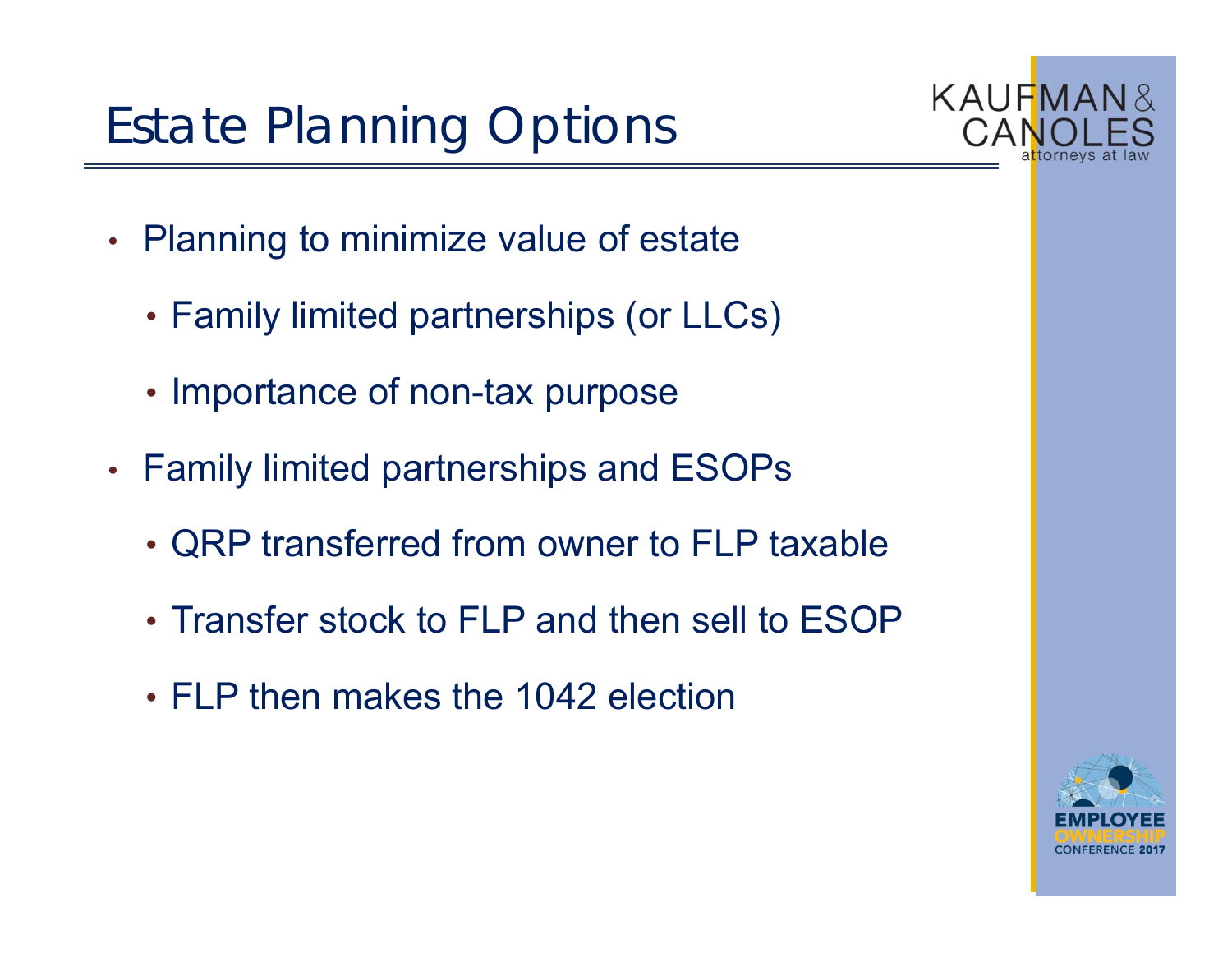# Estate Planning Options

- Planning to minimize value of estate
  - Family limited partnerships (or LLCs)
  - Importance of non-tax purpose
- Family limited partnerships and ESOPs
  - QRP transferred from owner to FLP taxable
  - Transfer stock to FLP and then sell to ESOP
  - FLP then makes the 1042 election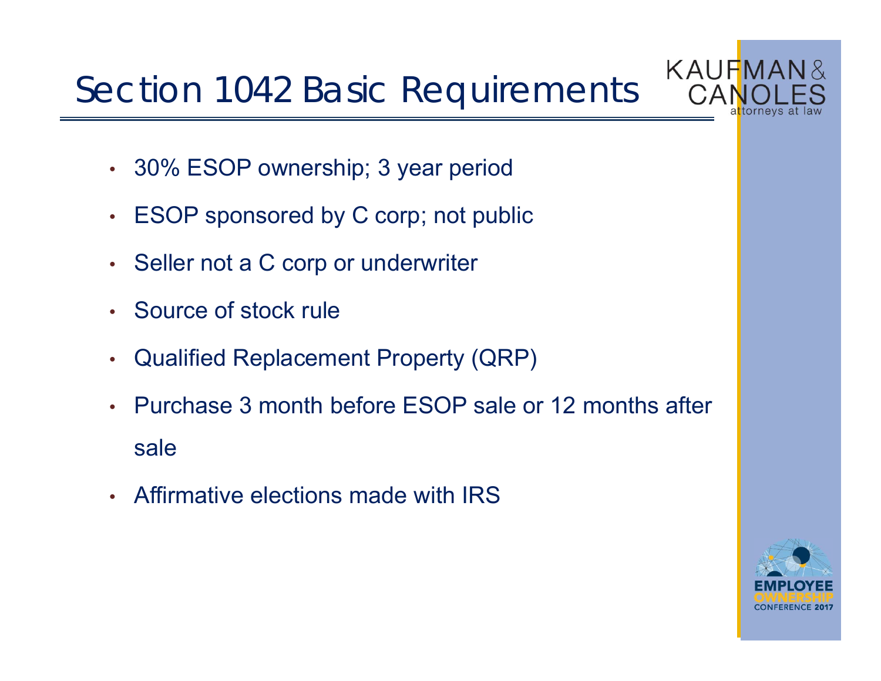# Section 1042 Basic Requirements

- 30% ESOP ownership; 3 year period
- ESOP sponsored by C corp; not public
- Seller not a C corp or underwriter
- Source of stock rule
- Qualified Replacement Property (QRP)
- Purchase 3 month before ESOP sale or 12 months after sale
- Affirmative elections made with IRS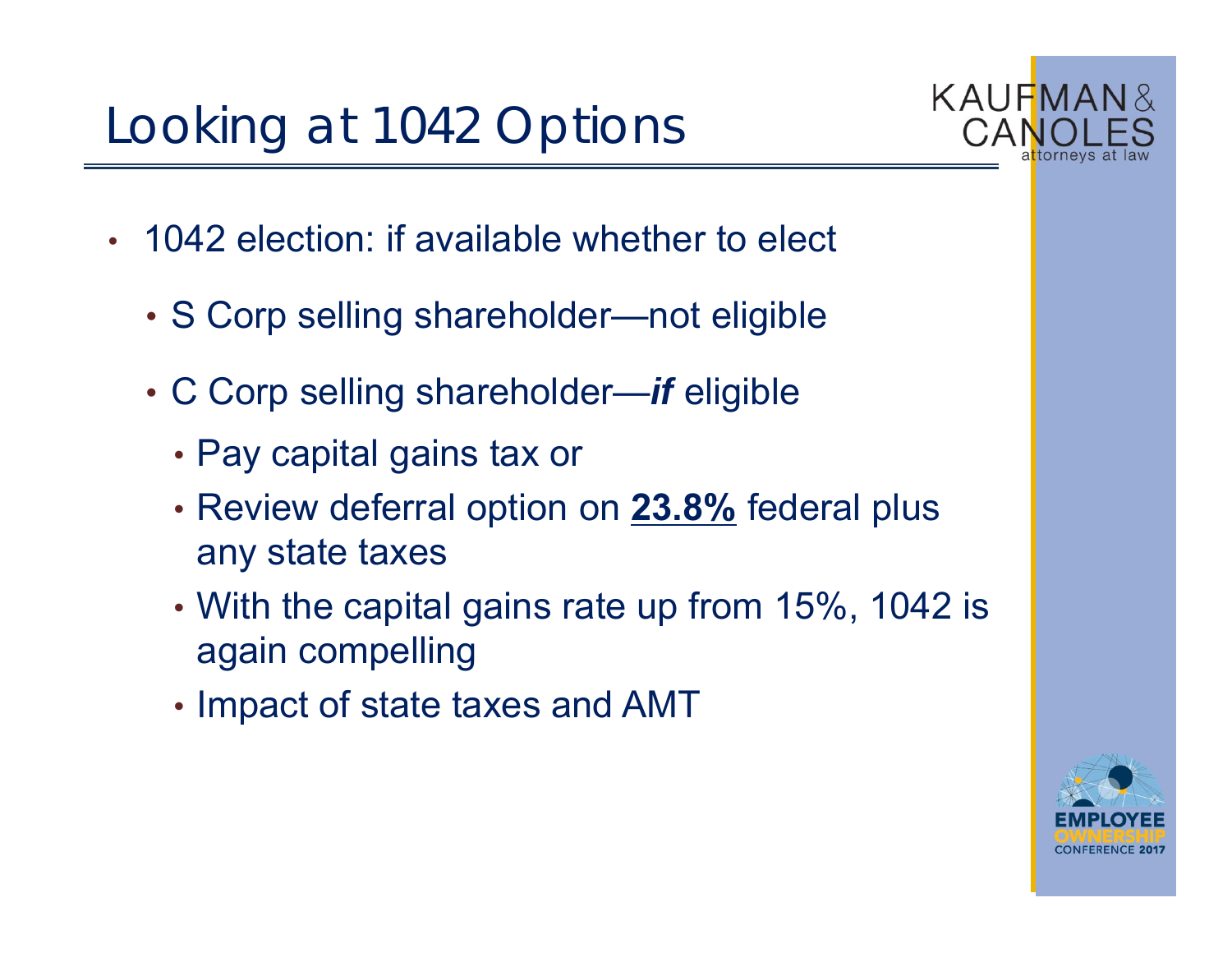# Looking at 1042 Options

- 1042 election: if available whether to elect
  - S Corp selling shareholder—not eligible
  - C Corp selling shareholder—***if*** eligible
    - Pay capital gains tax or
    - Review deferral option on **<u>23.8%</u>** federal plus any state taxes
    - With the capital gains rate up from 15%, 1042 is again compelling
    - Impact of state taxes and AMT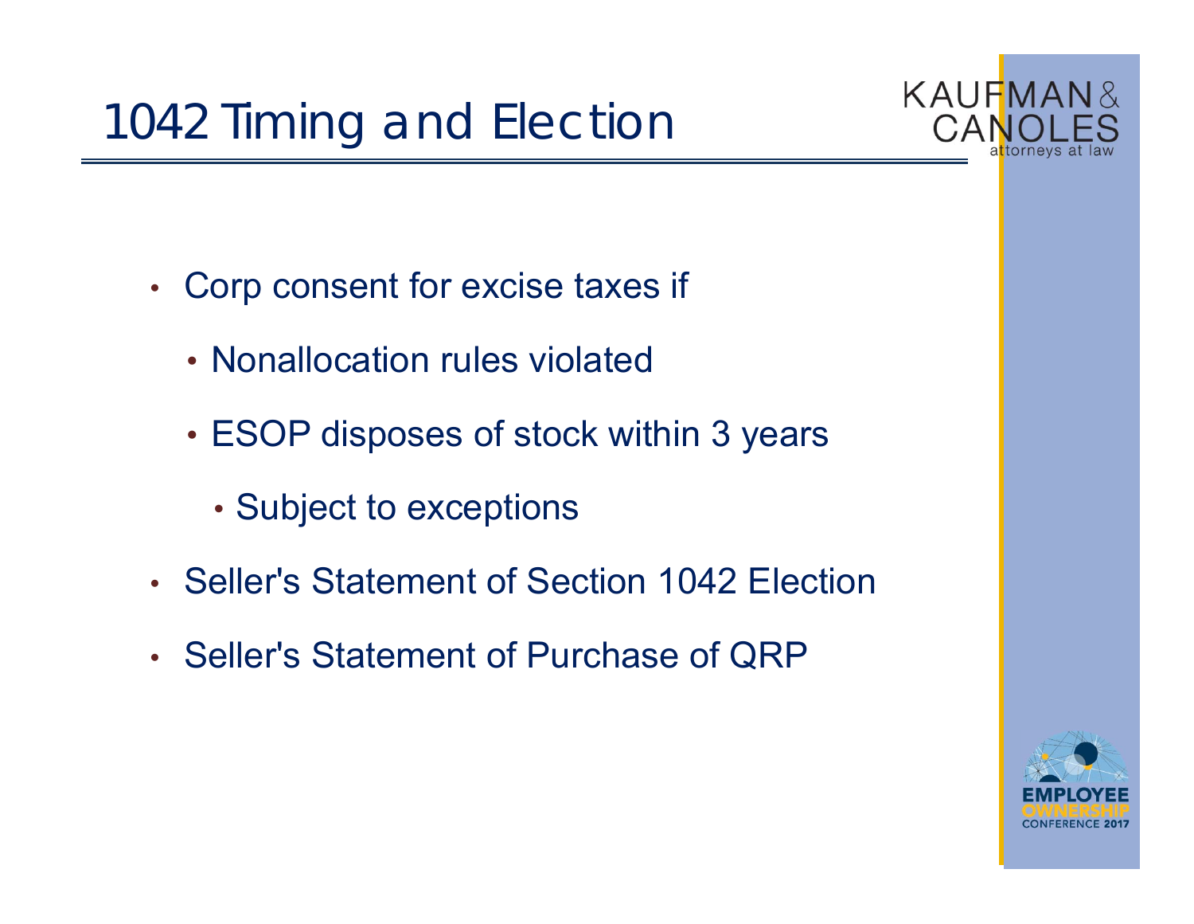# 1042 Timing and Election

- Corp consent for excise taxes if
  - Nonallocation rules violated
  - ESOP disposes of stock within 3 years
    - Subject to exceptions
- Seller's Statement of Section 1042 Election
- Seller's Statement of Purchase of QRP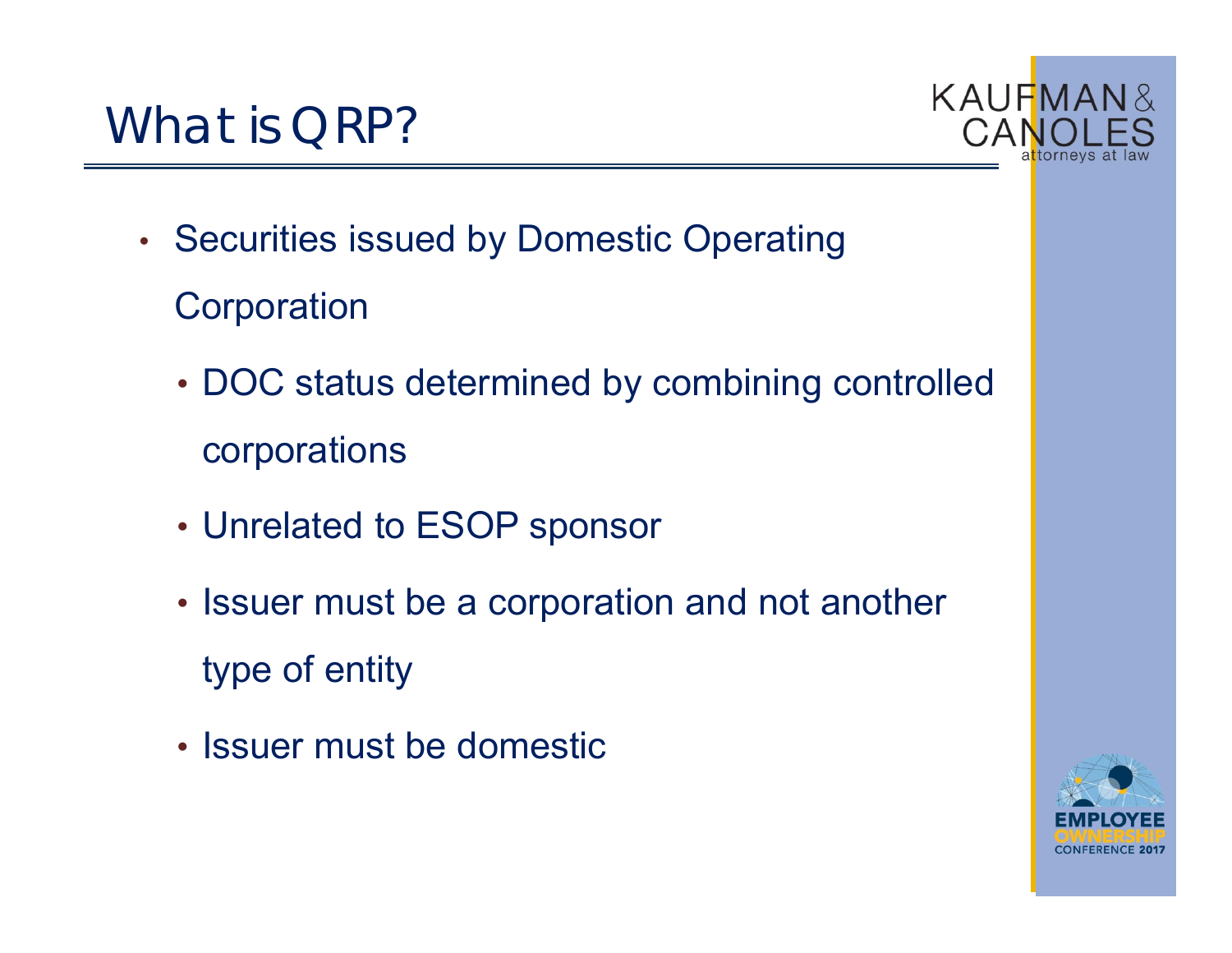# What is QRP?

- Securities issued by Domestic Operating Corporation
  - DOC status determined by combining controlled corporations
  - Unrelated to ESOP sponsor
  - Issuer must be a corporation and not another type of entity
  - Issuer must be domestic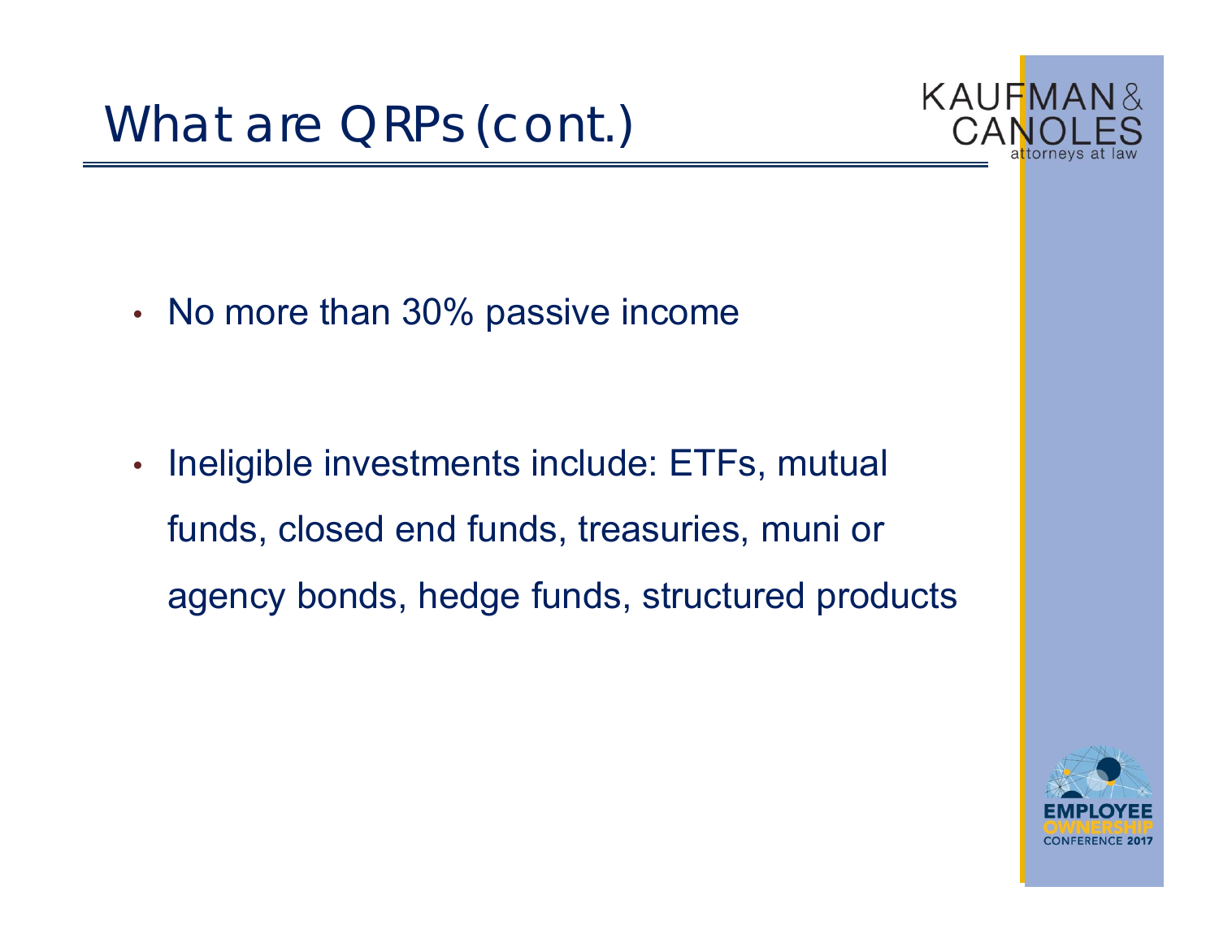# What are QRPs (cont.)

- No more than 30% passive income

- Ineligible investments include: ETFs, mutual funds, closed end funds, treasuries, muni or agency bonds, hedge funds, structured products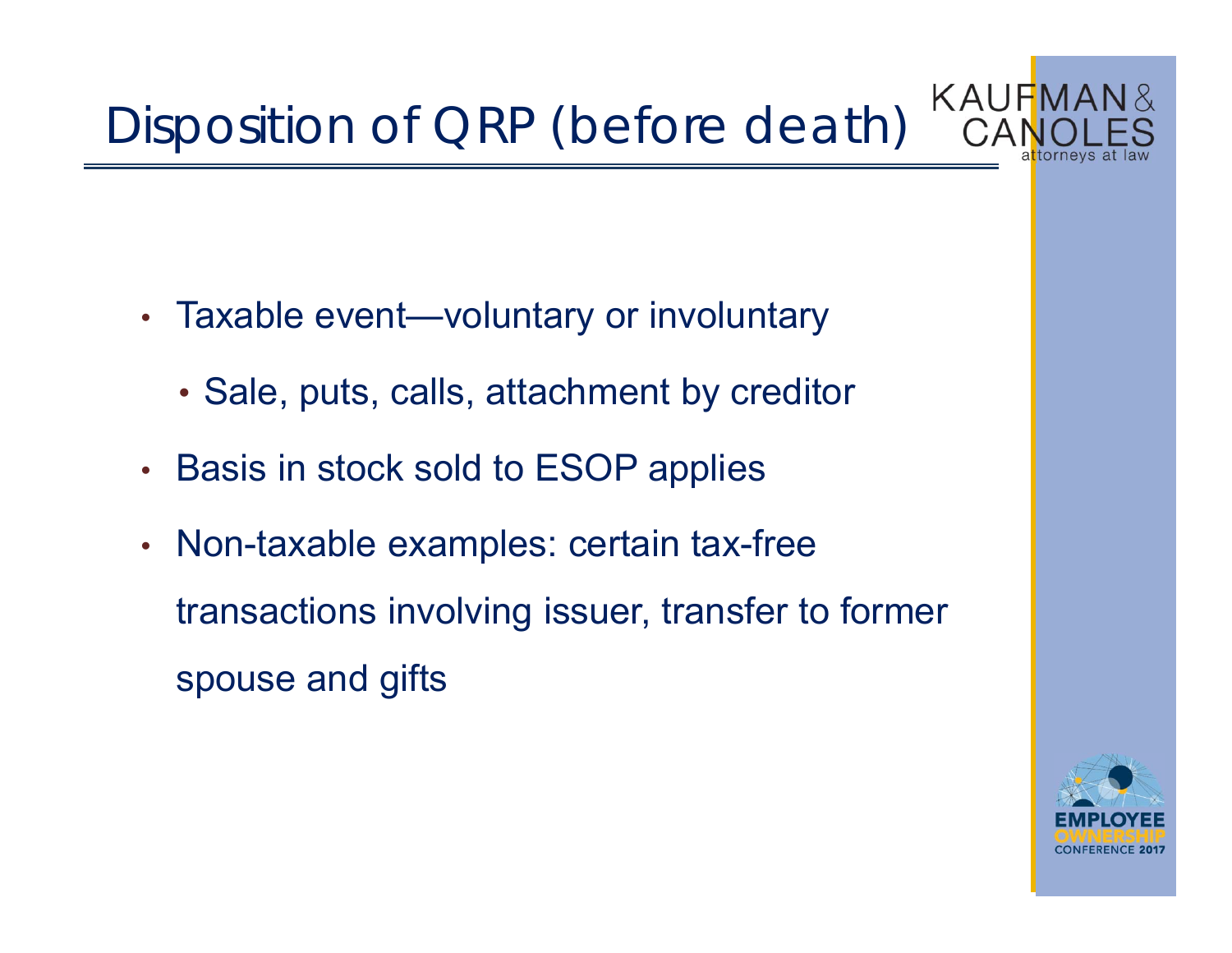# Disposition of QRP (before death)

- Taxable event—voluntary or involuntary
  - Sale, puts, calls, attachment by creditor
- Basis in stock sold to ESOP applies
- Non-taxable examples: certain tax-free transactions involving issuer, transfer to former spouse and gifts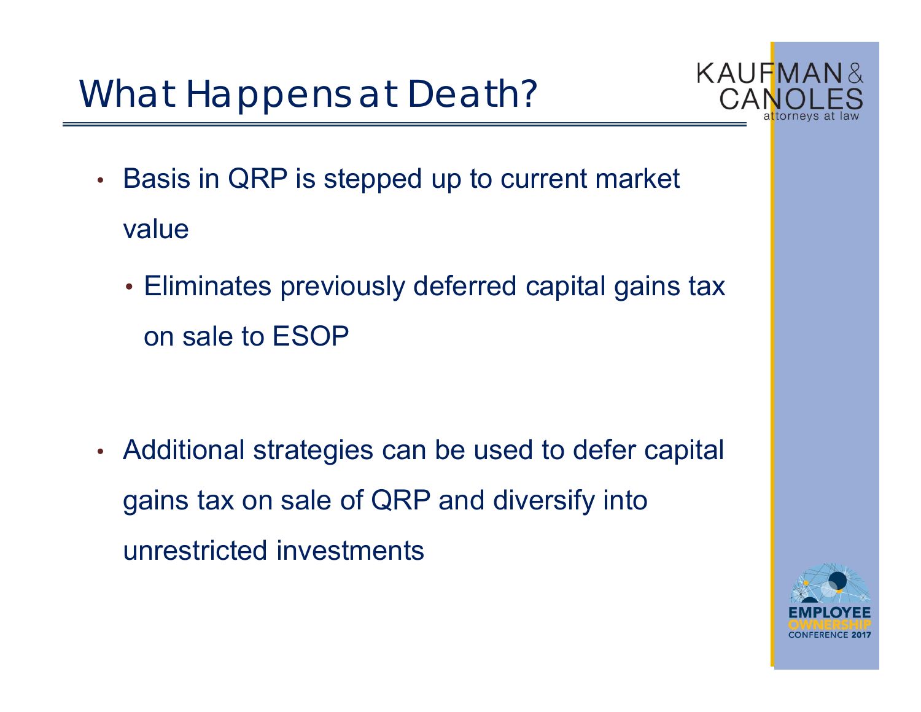# What Happens at Death?

- Basis in QRP is stepped up to current market value
  - Eliminates previously deferred capital gains tax on sale to ESOP

- Additional strategies can be used to defer capital gains tax on sale of QRP and diversify into unrestricted investments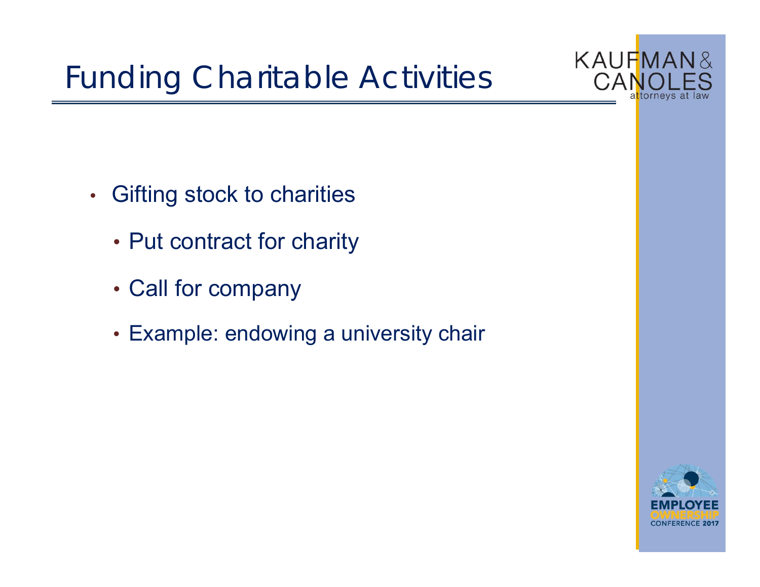# Funding Charitable Activities

- Gifting stock to charities
  - Put contract for charity
  - Call for company
  - Example: endowing a university chair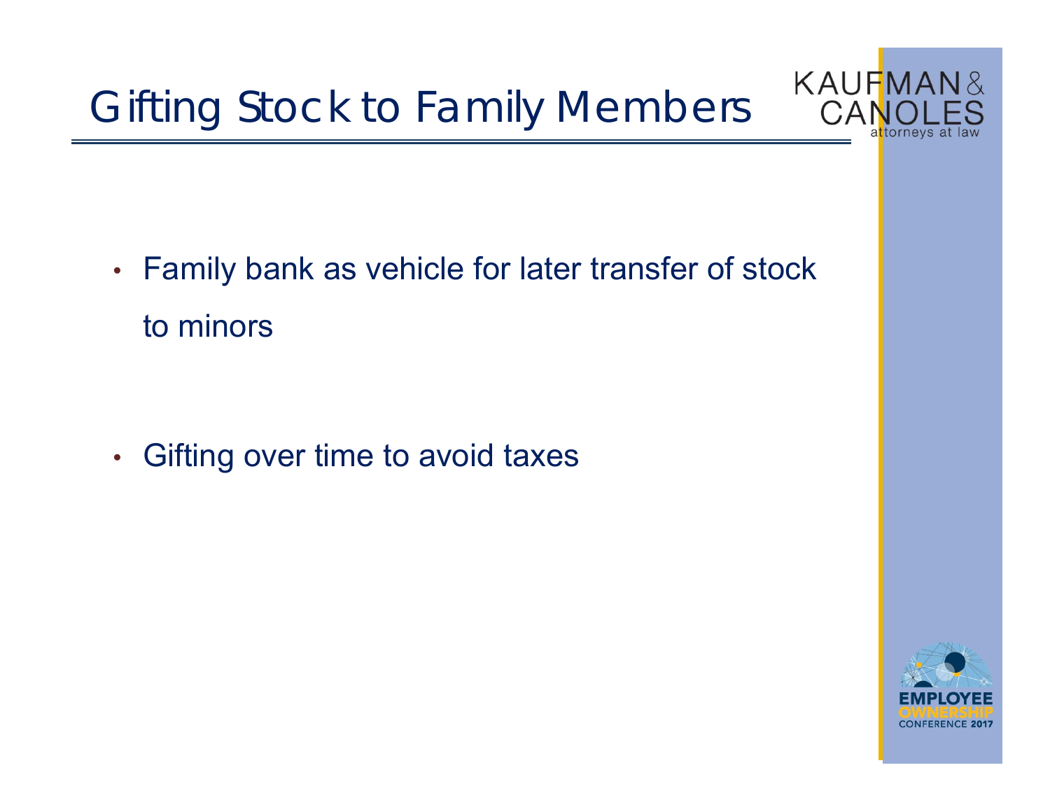# Gifting Stock to Family Members

- Family bank as vehicle for later transfer of stock to minors
- Gifting over time to avoid taxes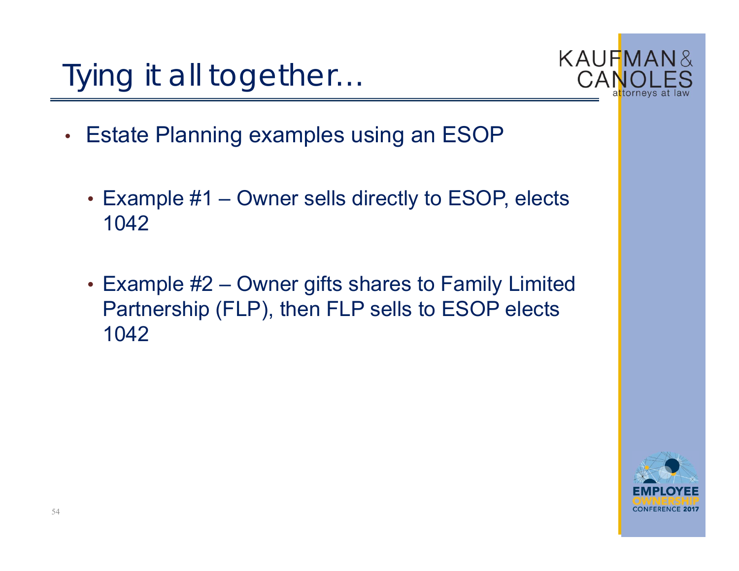# Tying it all together…

- Estate Planning examples using an ESOP
  - Example #1 – Owner sells directly to ESOP, elects 1042
  - Example #2 – Owner gifts shares to Family Limited Partnership (FLP), then FLP sells to ESOP elects 1042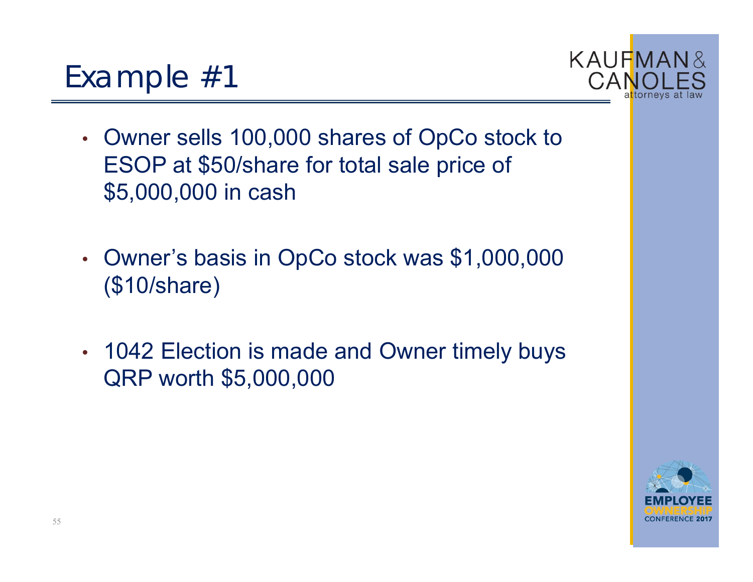# Example #1

- Owner sells 100,000 shares of OpCo stock to ESOP at $50/share for total sale price of $5,000,000 in cash

- Owner's basis in OpCo stock was $1,000,000 ($10/share)

- 1042 Election is made and Owner timely buys QRP worth $5,000,000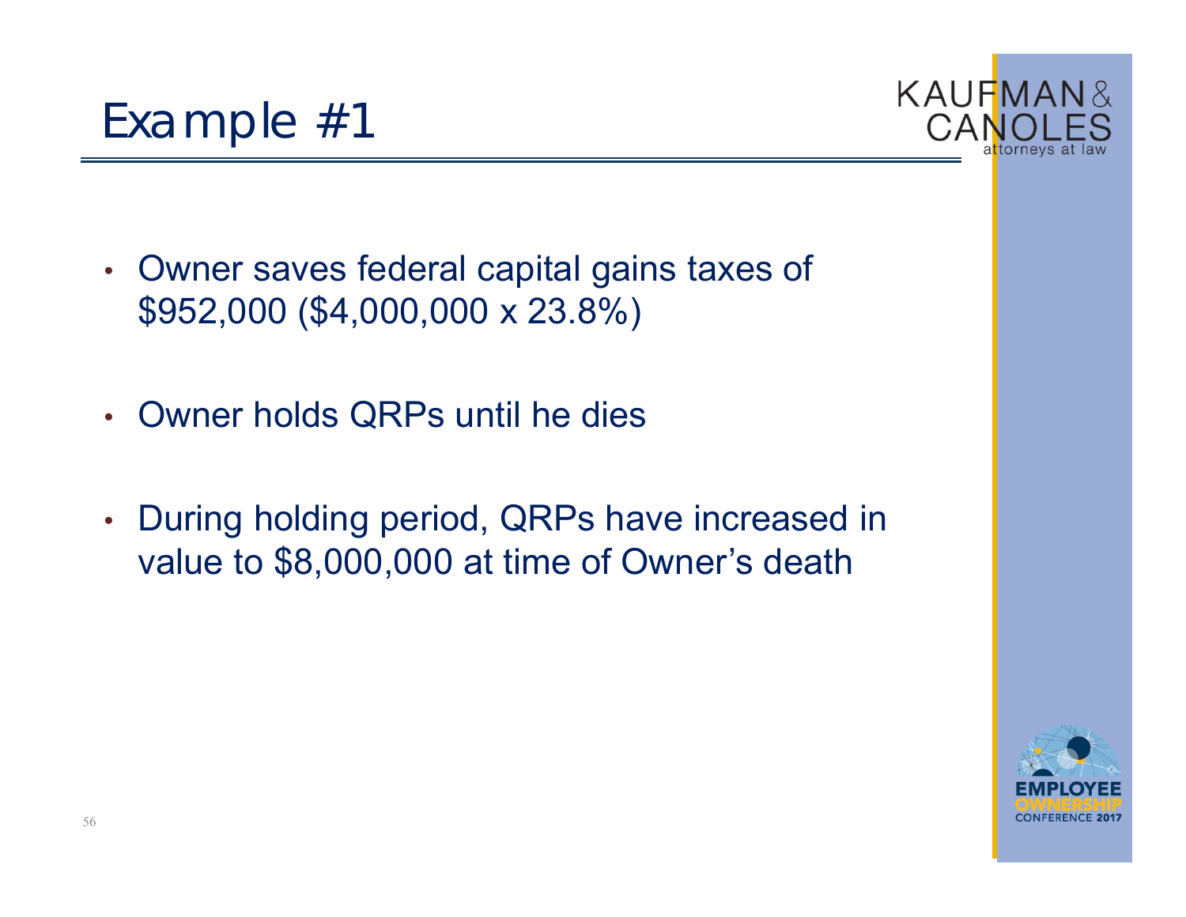# Example #1

- Owner saves federal capital gains taxes of \$952,000 (\$4,000,000 x 23.8%)
- Owner holds QRPs until he dies
- During holding period, QRPs have increased in value to \$8,000,000 at time of Owner's death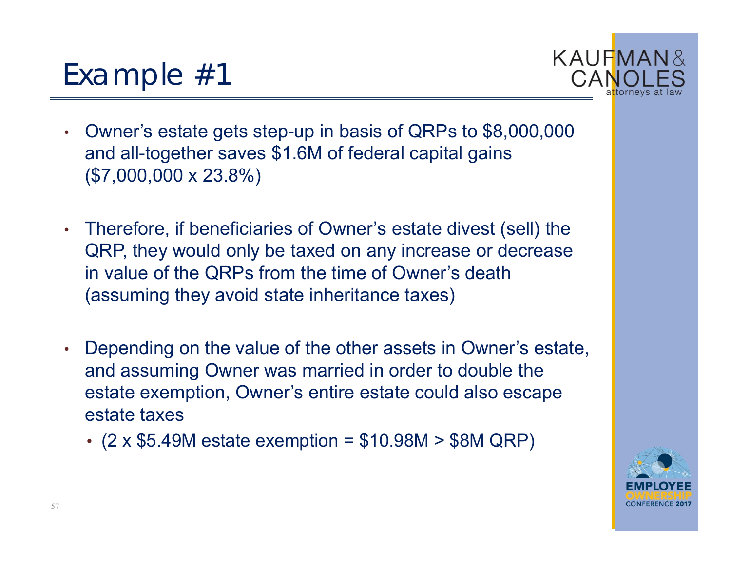# Example #1

- Owner's estate gets step-up in basis of QRPs to $8,000,000 and all-together saves $1.6M of federal capital gains ($7,000,000 x 23.8%)
- Therefore, if beneficiaries of Owner's estate divest (sell) the QRP, they would only be taxed on any increase or decrease in value of the QRPs from the time of Owner's death (assuming they avoid state inheritance taxes)
- Depending on the value of the other assets in Owner's estate, and assuming Owner was married in order to double the estate exemption, Owner's entire estate could also escape estate taxes
  - (2 x $5.49M estate exemption = $10.98M > $8M QRP)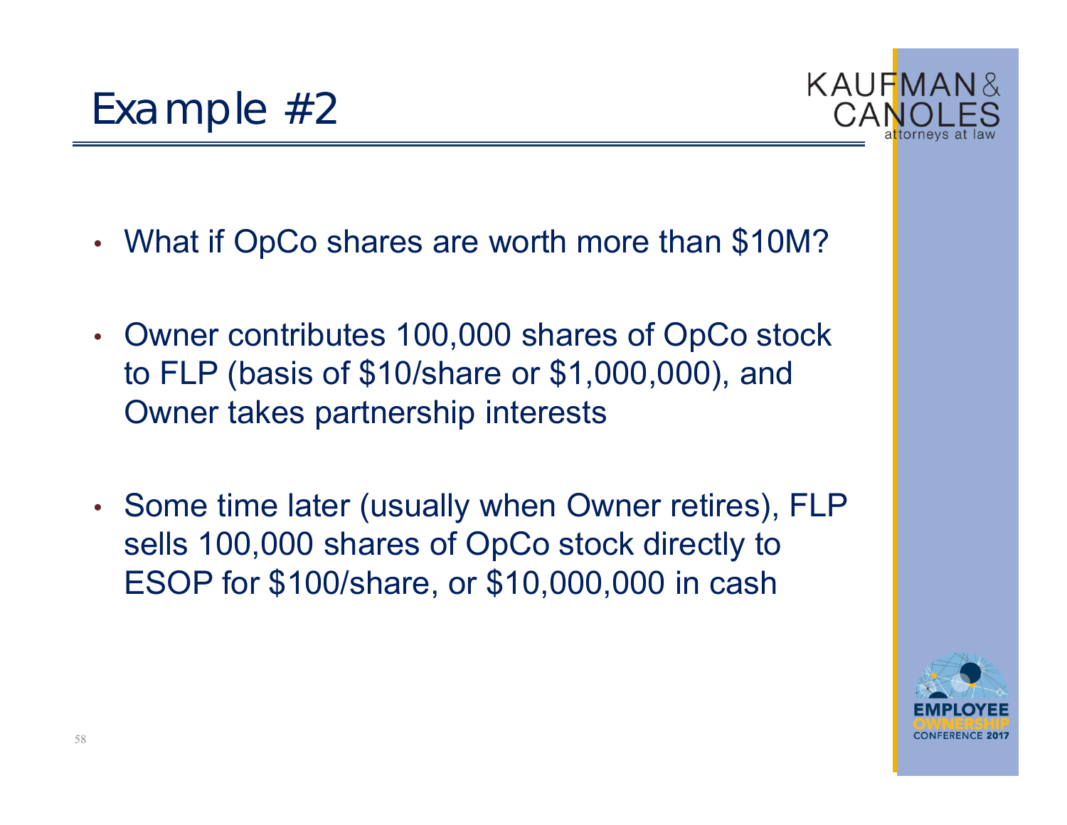# Example #2

- What if OpCo shares are worth more than $10M?

- Owner contributes 100,000 shares of OpCo stock to FLP (basis of $10/share or $1,000,000), and Owner takes partnership interests

- Some time later (usually when Owner retires), FLP sells 100,000 shares of OpCo stock directly to ESOP for $100/share, or $10,000,000 in cash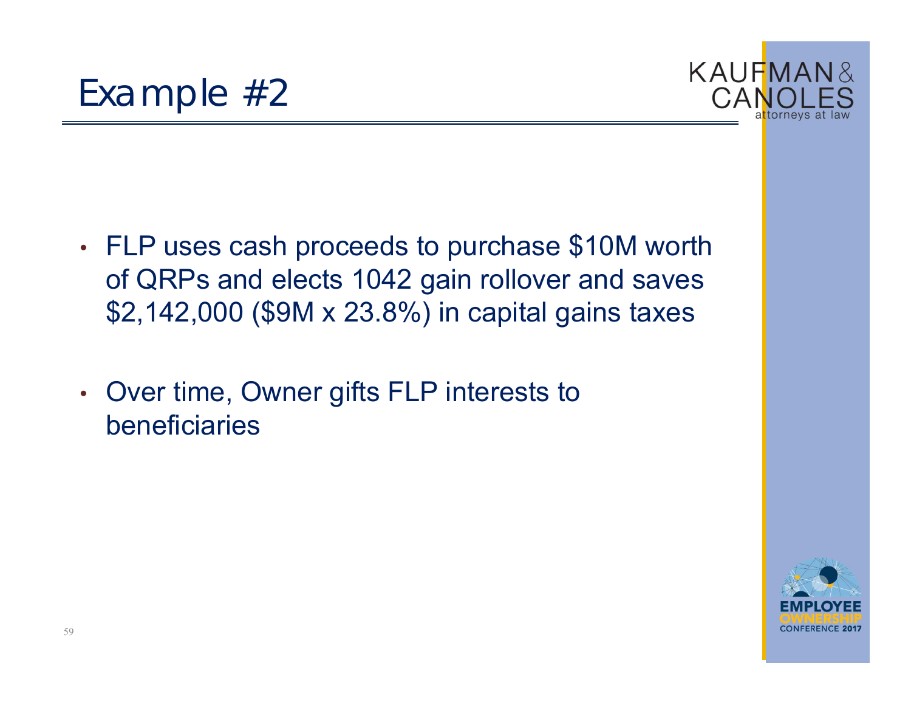# Example #2

- FLP uses cash proceeds to purchase $10M worth of QRPs and elects 1042 gain rollover and saves $2,142,000 ($9M x 23.8%) in capital gains taxes

- Over time, Owner gifts FLP interests to beneficiaries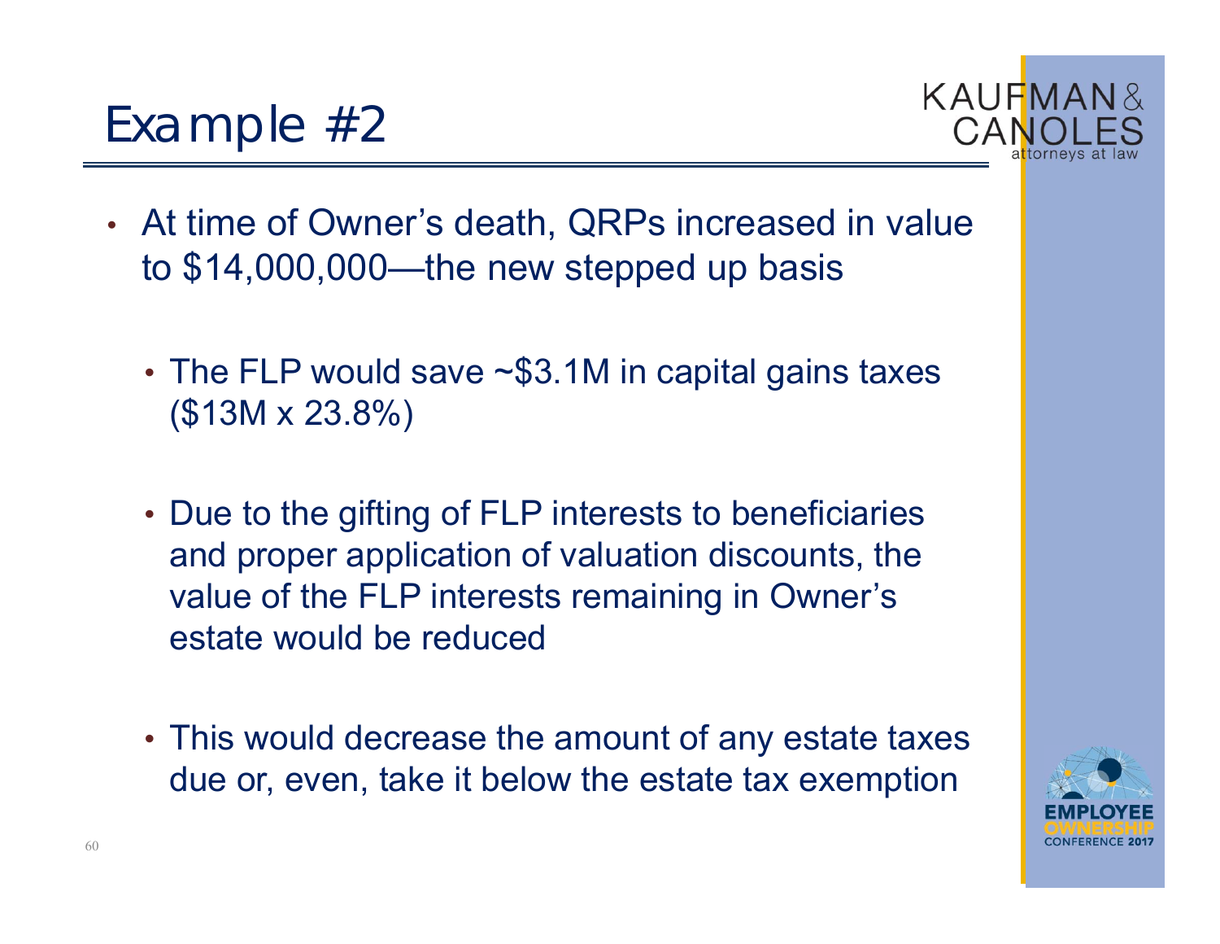# Example #2

- At time of Owner's death, QRPs increased in value to $14,000,000—the new stepped up basis
  - The FLP would save ~$3.1M in capital gains taxes ($13M x 23.8%)
  - Due to the gifting of FLP interests to beneficiaries and proper application of valuation discounts, the value of the FLP interests remaining in Owner's estate would be reduced
  - This would decrease the amount of any estate taxes due or, even, take it below the estate tax exemption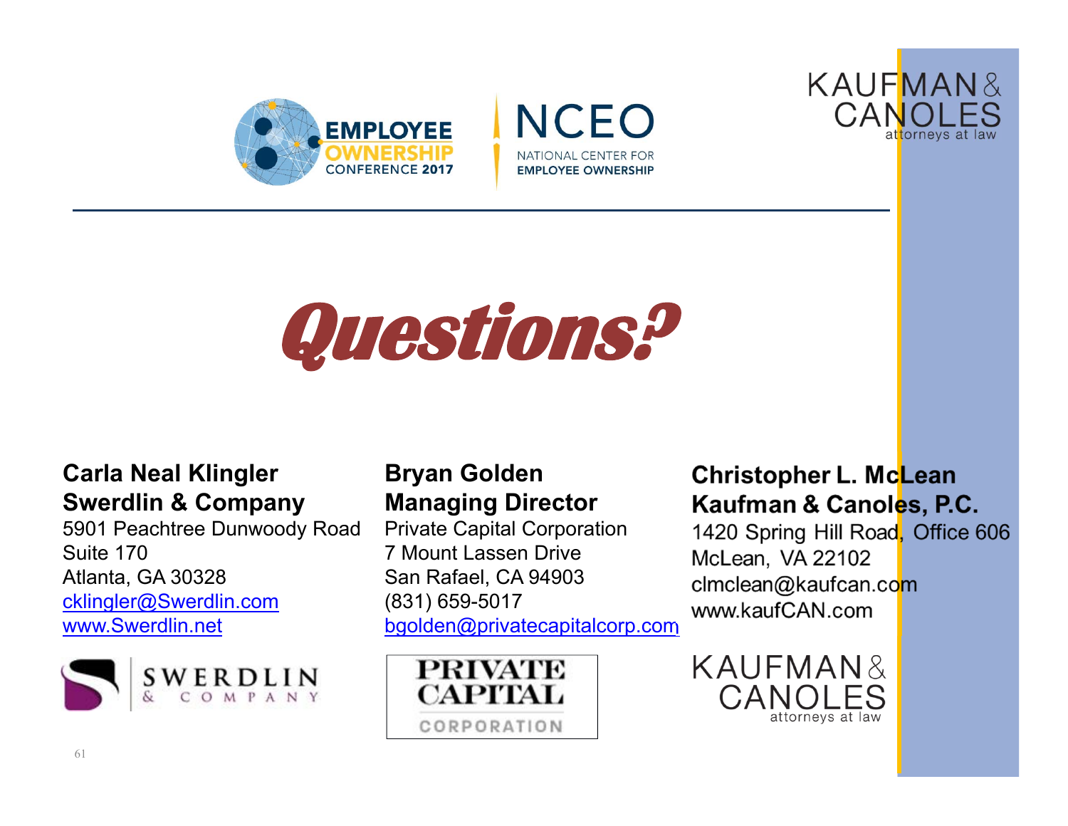# Questions?

**Carla Neal Klingler**
**Swerdlin & Company**
5901 Peachtree Dunwoody Road
Suite 170
Atlanta, GA 30328
cklingler@Swerdlin.com
www.Swerdlin.net

**Bryan Golden**
**Managing Director**
Private Capital Corporation
7 Mount Lassen Drive
San Rafael, CA 94903
(831) 659-5017
bgolden@privatecapitalcorp.com

**Christopher L. McLean**
**Kaufman & Canoles, P.C.**
1420 Spring Hill Road, Office 606
McLean, VA 22102
clmclean@kaufcan.com
www.kaufCAN.com